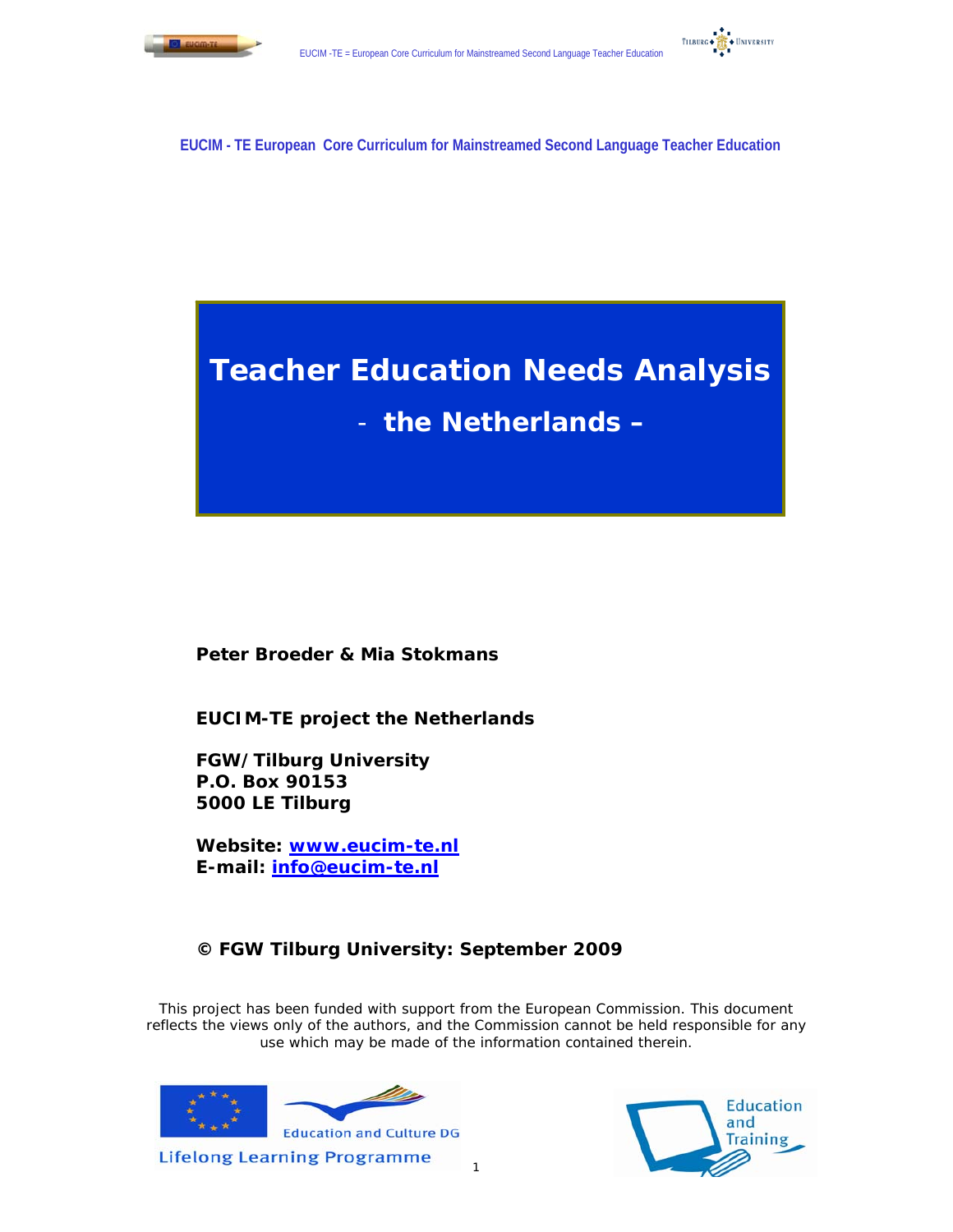**EUCIM - TE European Core Curriculum for Mainstreamed Second Language Teacher Education**

# Teacher Education Needs Analysis

## - the Netherlands –

**Peter Broeder & Mia Stokmans**

**EUCIM-TE project the Netherlands**

**FGW/Tilburg University**
**P.O. Box 90153**
**5000 LE Tilburg**

**Website: www.eucim-te.nl**
**E-mail: info@eucim-te.nl**

**© FGW Tilburg University: September 2009**

This project has been funded with support from the European Commission. This document reflects the views only of the authors, and the Commission cannot be held responsible for any use which may be made of the information contained therein.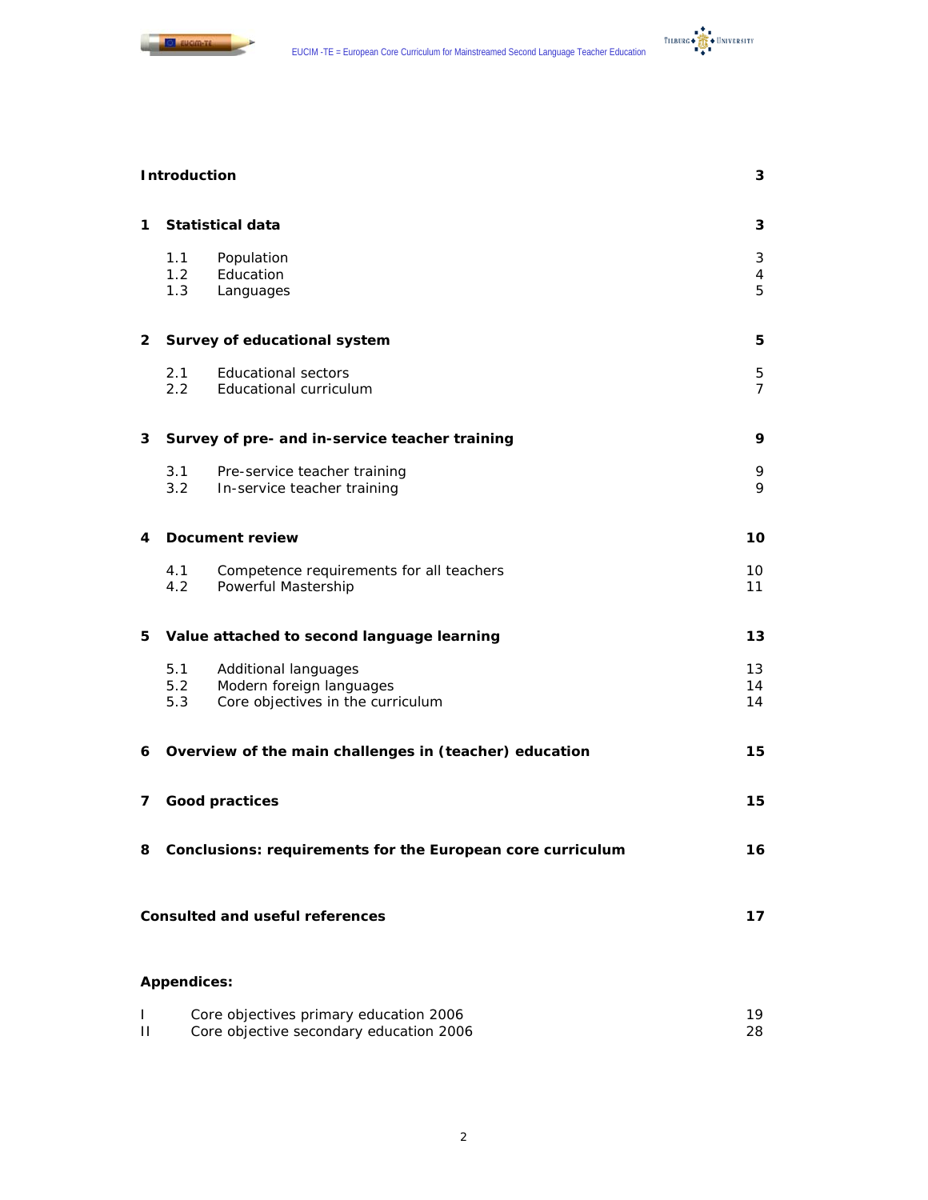| | | |
|---|---|---|
| **Introduction** | | **3** |
| **1** | **Statistical data** | **3** |
| | 1.1 Population | 3 |
| | 1.2 Education | 4 |
| | 1.3 Languages | 5 |
| **2** | **Survey of educational system** | **5** |
| | 2.1 Educational sectors | 5 |
| | 2.2 Educational curriculum | 7 |
| **3** | **Survey of pre- and in-service teacher training** | **9** |
| | 3.1 Pre-service teacher training | 9 |
| | 3.2 In-service teacher training | 9 |
| **4** | **Document review** | **10** |
| | 4.1 Competence requirements for all teachers | 10 |
| | 4.2 Powerful Mastership | 11 |
| **5** | **Value attached to second language learning** | **13** |
| | 5.1 Additional languages | 13 |
| | 5.2 Modern foreign languages | 14 |
| | 5.3 Core objectives in the curriculum | 14 |
| **6** | **Overview of the main challenges in (teacher) education** | **15** |
| **7** | **Good practices** | **15** |
| **8** | **Conclusions: requirements for the European core curriculum** | **16** |
| **Consulted and useful references** | | **17** |

**Appendices:**

| | | |
|---|---|---|
| I | Core objectives primary education 2006 | 19 |
| II | Core objective secondary education 2006 | 28 |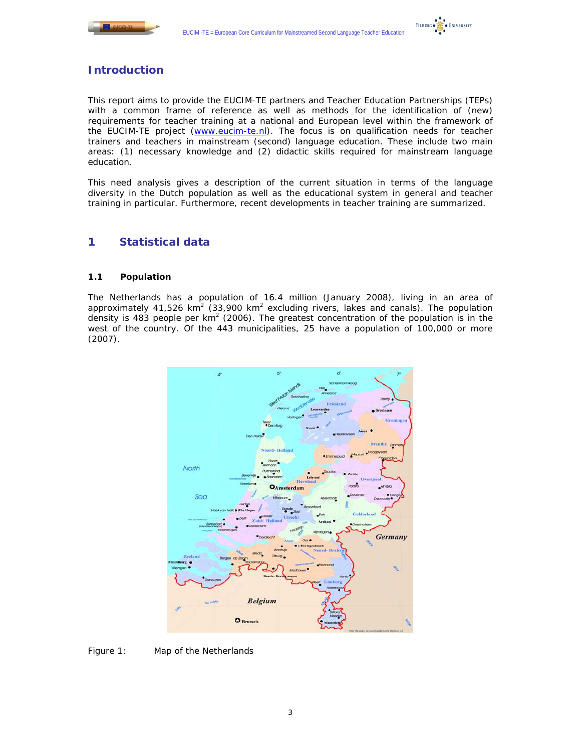# Introduction

This report aims to provide the EUCIM-TE partners and Teacher Education Partnerships (TEPs) with a common frame of reference as well as methods for the identification of (new) requirements for teacher training at a national and European level within the framework of the EUCIM-TE project (www.eucim-te.nl). The focus is on qualification needs for teacher trainers and teachers in mainstream (second) language education. These include two main areas: (1) necessary knowledge and (2) didactic skills required for mainstream language education.

This need analysis gives a description of the current situation in terms of the language diversity in the Dutch population as well as the educational system in general and teacher training in particular. Furthermore, recent developments in teacher training are summarized.

# 1 Statistical data

## 1.1 Population

The Netherlands has a population of 16.4 million (January 2008), living in an area of approximately 41,526 km$^2$ (33,900 km$^2$ excluding rivers, lakes and canals). The population density is 483 people per km$^2$ (2006). The greatest concentration of the population is in the west of the country. Of the 443 municipalities, 25 have a population of 100,000 or more (2007).

Figure 1: Map of the Netherlands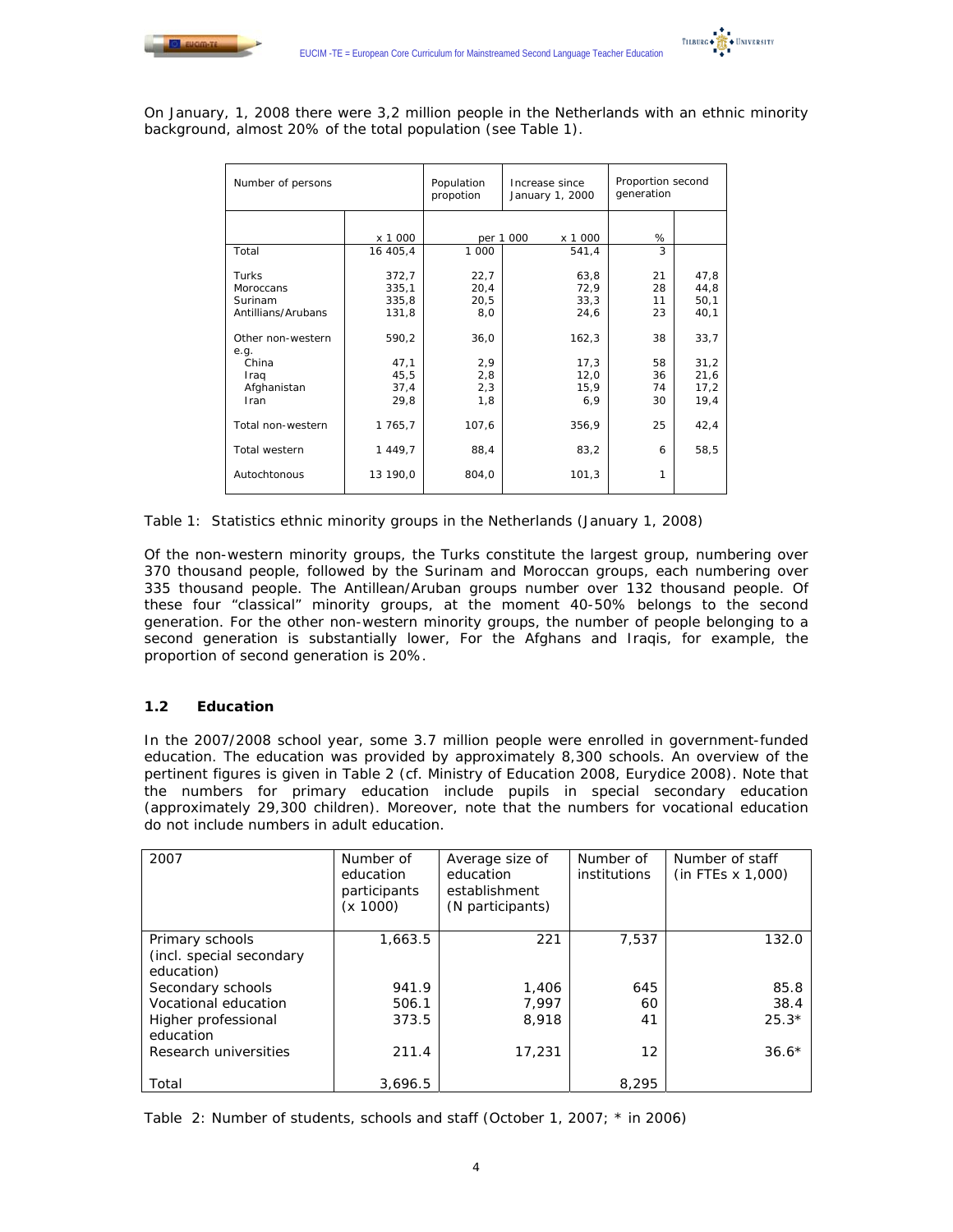On January, 1, 2008 there were 3,2 million people in the Netherlands with an ethnic minority background, almost 20% of the total population (see Table 1).

| Number of persons | | Population propotion | Increase since January 1, 2000 | Proportion second generation | |
|---|---|---|---|---|---|
| | x 1 000 | per 1 000 | x 1 000 | % | |
| Total | 16 405,4 | 1 000 | 541,4 | 3 | |
| Turks | 372,7 | 22,7 | 63,8 | 21 | 47,8 |
| Moroccans | 335,1 | 20,4 | 72,9 | 28 | 44,8 |
| Surinam | 335,8 | 20,5 | 33,3 | 11 | 50,1 |
| Antillians/Arubans | 131,8 | 8,0 | 24,6 | 23 | 40,1 |
| Other non-western e.g. | 590,2 | 36,0 | 162,3 | 38 | 33,7 |
| China | 47,1 | 2,9 | 17,3 | 58 | 31,2 |
| Iraq | 45,5 | 2,8 | 12,0 | 36 | 21,6 |
| Afghanistan | 37,4 | 2,3 | 15,9 | 74 | 17,2 |
| Iran | 29,8 | 1,8 | 6,9 | 30 | 19,4 |
| Total non-western | 1 765,7 | 107,6 | 356,9 | 25 | 42,4 |
| Total western | 1 449,7 | 88,4 | 83,2 | 6 | 58,5 |
| Autochtonous | 13 190,0 | 804,0 | 101,3 | 1 | |

Table 1: Statistics ethnic minority groups in the Netherlands (January 1, 2008)

Of the non-western minority groups, the Turks constitute the largest group, numbering over 370 thousand people, followed by the Surinam and Moroccan groups, each numbering over 335 thousand people. The Antillean/Aruban groups number over 132 thousand people. Of these four "classical" minority groups, at the moment 40-50% belongs to the second generation. For the other non-western minority groups, the number of people belonging to a second generation is substantially lower, For the Afghans and Iraqis, for example, the proportion of second generation is 20%.

### 1.2 Education

In the 2007/2008 school year, some 3.7 million people were enrolled in government-funded education. The education was provided by approximately 8,300 schools. An overview of the pertinent figures is given in Table 2 (cf. Ministry of Education 2008, Eurydice 2008). Note that the numbers for primary education include pupils in special secondary education (approximately 29,300 children). Moreover, note that the numbers for vocational education do not include numbers in adult education.

| 2007 | Number of education participants (x 1000) | Average size of education establishment (N participants) | Number of institutions | Number of staff (in FTEs x 1,000) |
|---|---|---|---|---|
| Primary schools (incl. special secondary education) | 1,663.5 | 221 | 7,537 | 132.0 |
| Secondary schools | 941.9 | 1,406 | 645 | 85.8 |
| Vocational education | 506.1 | 7,997 | 60 | 38.4 |
| Higher professional education | 373.5 | 8,918 | 41 | 25.3* |
| Research universities | 211.4 | 17,231 | 12 | 36.6* |
| Total | 3,696.5 | | 8,295 | |

Table 2: Number of students, schools and staff (October 1, 2007; * in 2006)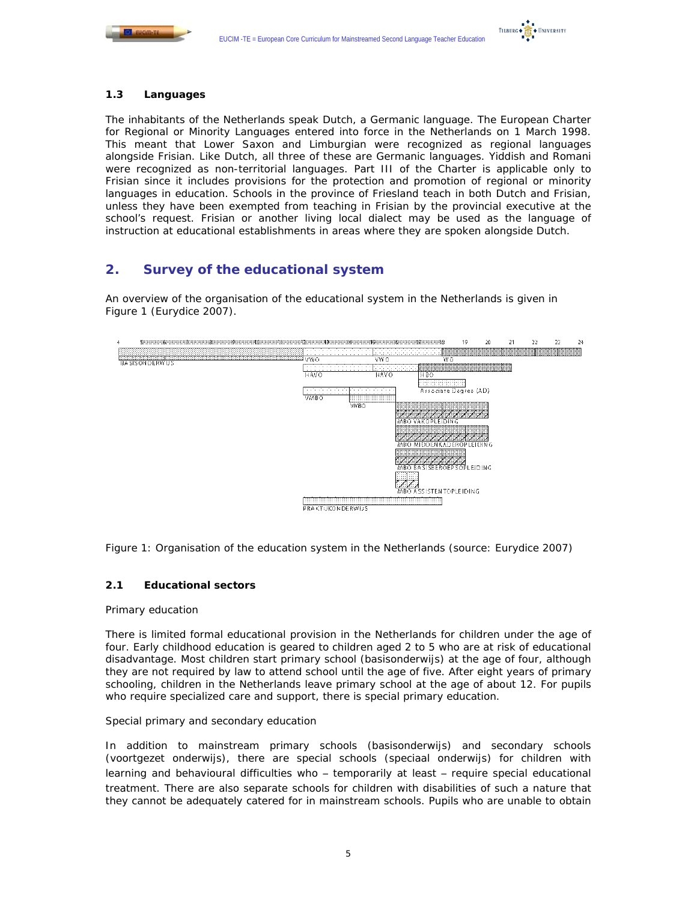### 1.3 Languages

The inhabitants of the Netherlands speak Dutch, a Germanic language. The European Charter for Regional or Minority Languages entered into force in the Netherlands on 1 March 1998. This meant that Lower Saxon and Limburgian were recognized as regional languages alongside Frisian. Like Dutch, all three of these are Germanic languages. Yiddish and Romani were recognized as non-territorial languages. Part III of the Charter is applicable only to Frisian since it includes provisions for the protection and promotion of regional or minority languages in education. Schools in the province of Friesland teach in both Dutch and Frisian, unless they have been exempted from teaching in Frisian by the provincial executive at the school's request. Frisian or another living local dialect may be used as the language of instruction at educational establishments in areas where they are spoken alongside Dutch.

## 2. Survey of the educational system

An overview of the organisation of the educational system in the Netherlands is given in Figure 1 (Eurydice 2007).

Figure 1: Organisation of the education system in the Netherlands (source: Eurydice 2007)

### 2.1 Educational sectors

Primary education

There is limited formal educational provision in the Netherlands for children under the age of four. Early childhood education is geared to children aged 2 to 5 who are at risk of educational disadvantage. Most children start primary school (basisonderwijs) at the age of four, although they are not required by law to attend school until the age of five. After eight years of primary schooling, children in the Netherlands leave primary school at the age of about 12. For pupils who require specialized care and support, there is special primary education.

Special primary and secondary education

In addition to mainstream primary schools (basisonderwijs) and secondary schools (voortgezet onderwijs), there are special schools (speciaal onderwijs) for children with learning and behavioural difficulties who – temporarily at least – require special educational treatment. There are also separate schools for children with disabilities of such a nature that they cannot be adequately catered for in mainstream schools. Pupils who are unable to obtain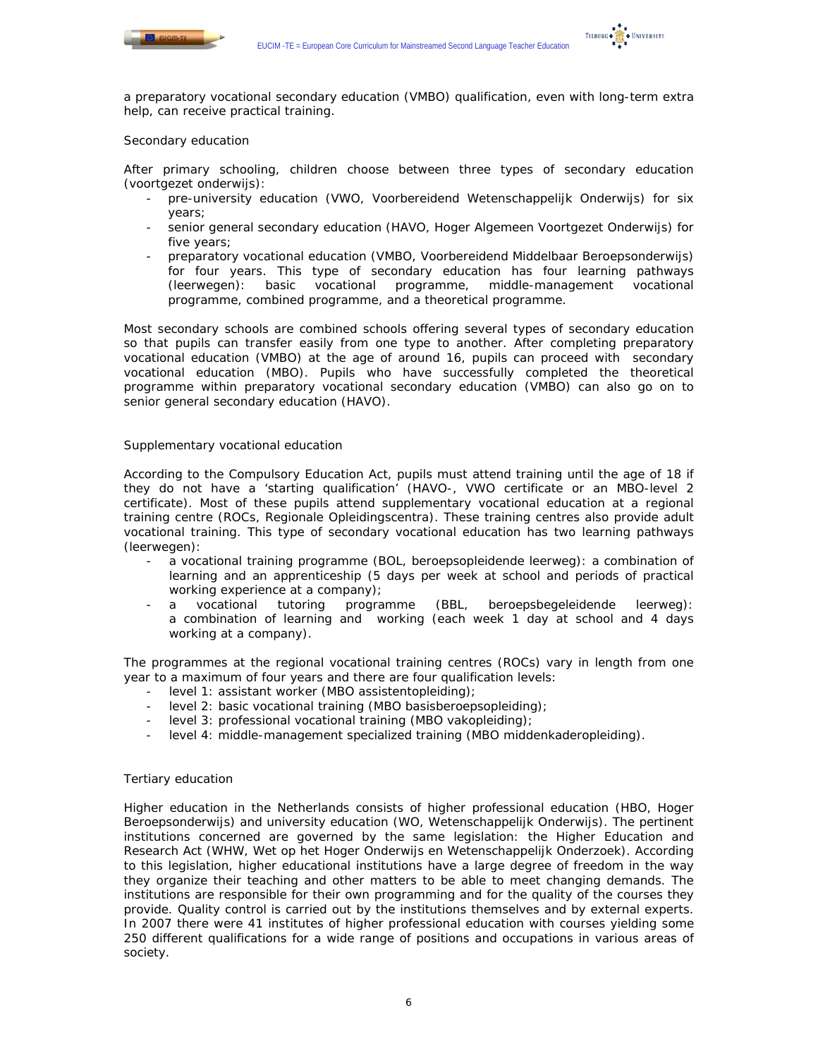a preparatory vocational secondary education (VMBO) qualification, even with long-term extra help, can receive practical training.

### Secondary education

After primary schooling, children choose between three types of secondary education (voortgezet onderwijs):

- pre-university education (VWO, Voorbereidend Wetenschappelijk Onderwijs) for six years;
- senior general secondary education (HAVO, Hoger Algemeen Voortgezet Onderwijs) for five years;
- preparatory vocational education (VMBO, Voorbereidend Middelbaar Beroepsonderwijs) for four years. This type of secondary education has four learning pathways (leerwegen): basic vocational programme, middle-management vocational programme, combined programme, and a theoretical programme.

Most secondary schools are combined schools offering several types of secondary education so that pupils can transfer easily from one type to another. After completing preparatory vocational education (VMBO) at the age of around 16, pupils can proceed with secondary vocational education (MBO). Pupils who have successfully completed the theoretical programme within preparatory vocational secondary education (VMBO) can also go on to senior general secondary education (HAVO).

### Supplementary vocational education

According to the Compulsory Education Act, pupils must attend training until the age of 18 if they do not have a 'starting qualification' (HAVO-, VWO certificate or an MBO-level 2 certificate). Most of these pupils attend supplementary vocational education at a regional training centre (ROCs, Regionale Opleidingscentra). These training centres also provide adult vocational training. This type of secondary vocational education has two learning pathways (leerwegen):

- a vocational training programme (BOL, beroepsopleidende leerweg): a combination of learning and an apprenticeship (5 days per week at school and periods of practical working experience at a company);
- a vocational tutoring programme (BBL, beroepsbegeleidende leerweg): a combination of learning and working (each week 1 day at school and 4 days working at a company).

The programmes at the regional vocational training centres (ROCs) vary in length from one year to a maximum of four years and there are four qualification levels:

- level 1: assistant worker (MBO assistentopleiding);
- level 2: basic vocational training (MBO basisberoepsopleiding);
- level 3: professional vocational training (MBO vakopleiding);
- level 4: middle-management specialized training (MBO middenkaderopleiding).

### Tertiary education

Higher education in the Netherlands consists of higher professional education (HBO, Hoger Beroepsonderwijs) and university education (WO, Wetenschappelijk Onderwijs). The pertinent institutions concerned are governed by the same legislation: the Higher Education and Research Act (WHW, Wet op het Hoger Onderwijs en Wetenschappelijk Onderzoek). According to this legislation, higher educational institutions have a large degree of freedom in the way they organize their teaching and other matters to be able to meet changing demands. The institutions are responsible for their own programming and for the quality of the courses they provide. Quality control is carried out by the institutions themselves and by external experts. In 2007 there were 41 institutes of higher professional education with courses yielding some 250 different qualifications for a wide range of positions and occupations in various areas of society.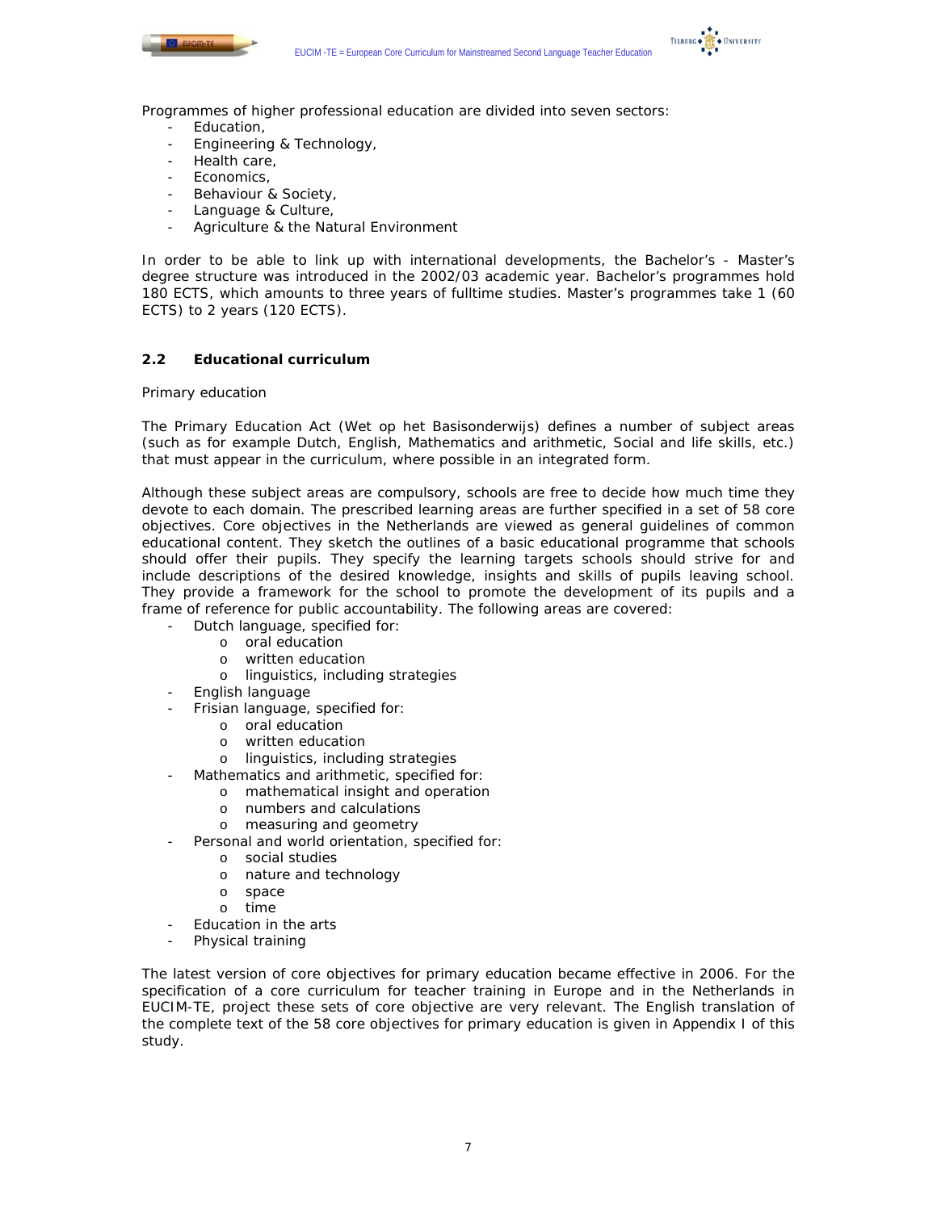Programmes of higher professional education are divided into seven sectors:

- Education,
- Engineering & Technology,
- Health care,
- Economics,
- Behaviour & Society,
- Language & Culture,
- Agriculture & the Natural Environment

In order to be able to link up with international developments, the Bachelor's - Master's degree structure was introduced in the 2002/03 academic year. Bachelor's programmes hold 180 ECTS, which amounts to three years of fulltime studies. Master's programmes take 1 (60 ECTS) to 2 years (120 ECTS).

## 2.2 Educational curriculum

Primary education

The Primary Education Act (Wet op het Basisonderwijs) defines a number of subject areas (such as for example Dutch, English, Mathematics and arithmetic, Social and life skills, etc.) that must appear in the curriculum, where possible in an integrated form.

Although these subject areas are compulsory, schools are free to decide how much time they devote to each domain. The prescribed learning areas are further specified in a set of 58 core objectives. Core objectives in the Netherlands are viewed as general guidelines of common educational content. They sketch the outlines of a basic educational programme that schools should offer their pupils. They specify the learning targets schools should strive for and include descriptions of the desired knowledge, insights and skills of pupils leaving school. They provide a framework for the school to promote the development of its pupils and a frame of reference for public accountability. The following areas are covered:

- Dutch language, specified for:
  - oral education
  - written education
  - linguistics, including strategies
- English language
- Frisian language, specified for:
  - oral education
  - written education
  - linguistics, including strategies
- Mathematics and arithmetic, specified for:
  - mathematical insight and operation
  - numbers and calculations
  - measuring and geometry
- Personal and world orientation, specified for:
  - social studies
  - nature and technology
  - space
  - time
- Education in the arts
- Physical training

The latest version of core objectives for primary education became effective in 2006. For the specification of a core curriculum for teacher training in Europe and in the Netherlands in EUCIM-TE, project these sets of core objective are very relevant. The English translation of the complete text of the 58 core objectives for primary education is given in Appendix I of this study.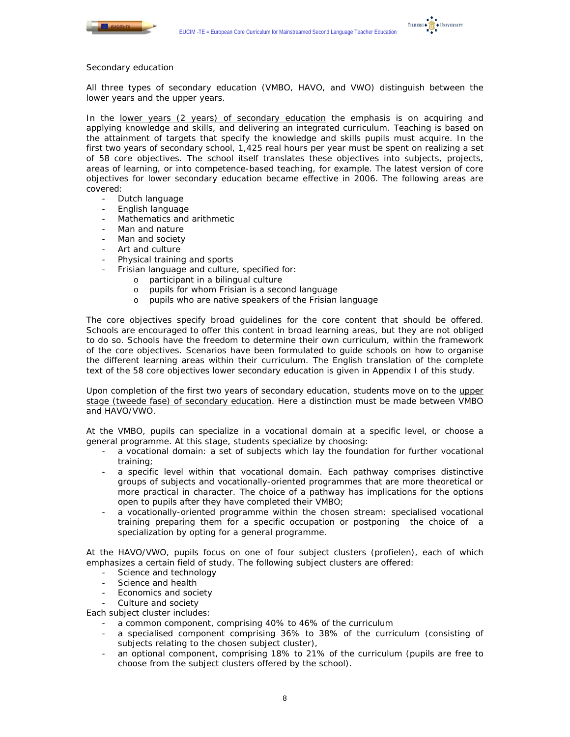Secondary education

All three types of secondary education (VMBO, HAVO, and VWO) distinguish between the lower years and the upper years.

In the lower years (2 years) of secondary education the emphasis is on acquiring and applying knowledge and skills, and delivering an integrated curriculum. Teaching is based on the attainment of targets that specify the knowledge and skills pupils must acquire. In the first two years of secondary school, 1,425 real hours per year must be spent on realizing a set of 58 core objectives. The school itself translates these objectives into subjects, projects, areas of learning, or into competence-based teaching, for example. The latest version of core objectives for lower secondary education became effective in 2006. The following areas are covered:

- Dutch language
- English language
- Mathematics and arithmetic
- Man and nature
- Man and society
- Art and culture
- Physical training and sports
- Frisian language and culture, specified for:
    - participant in a bilingual culture
    - pupils for whom Frisian is a second language
    - pupils who are native speakers of the Frisian language

The core objectives specify broad guidelines for the core content that should be offered. Schools are encouraged to offer this content in broad learning areas, but they are not obliged to do so. Schools have the freedom to determine their own curriculum, within the framework of the core objectives. Scenarios have been formulated to guide schools on how to organise the different learning areas within their curriculum. The English translation of the complete text of the 58 core objectives lower secondary education is given in Appendix I of this study.

Upon completion of the first two years of secondary education, students move on to the upper stage (tweede fase) of secondary education. Here a distinction must be made between VMBO and HAVO/VWO.

At the VMBO, pupils can specialize in a vocational domain at a specific level, or choose a general programme. At this stage, students specialize by choosing:

- a vocational domain: a set of subjects which lay the foundation for further vocational training;
- a specific level within that vocational domain. Each pathway comprises distinctive groups of subjects and vocationally-oriented programmes that are more theoretical or more practical in character. The choice of a pathway has implications for the options open to pupils after they have completed their VMBO;
- a vocationally-oriented programme within the chosen stream: specialised vocational training preparing them for a specific occupation or postponing the choice of a specialization by opting for a general programme.

At the HAVO/VWO, pupils focus on one of four subject clusters (profielen), each of which emphasizes a certain field of study. The following subject clusters are offered:

- Science and technology
- Science and health
- Economics and society
- Culture and society

Each subject cluster includes:

- a common component, comprising 40% to 46% of the curriculum
- a specialised component comprising 36% to 38% of the curriculum (consisting of subjects relating to the chosen subject cluster),
- an optional component, comprising 18% to 21% of the curriculum (pupils are free to choose from the subject clusters offered by the school).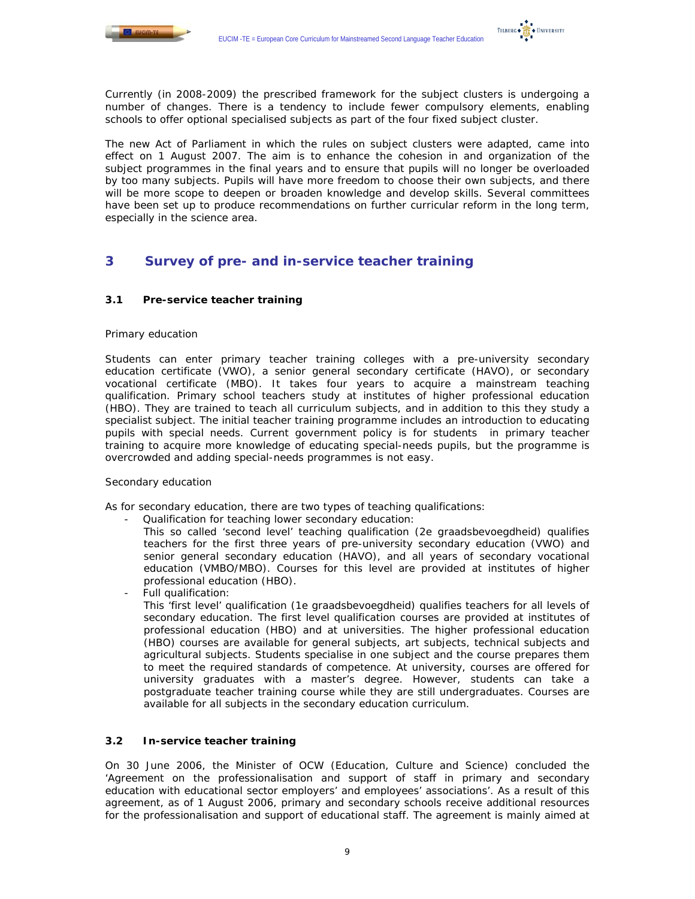Currently (in 2008-2009) the prescribed framework for the subject clusters is undergoing a number of changes. There is a tendency to include fewer compulsory elements, enabling schools to offer optional specialised subjects as part of the four fixed subject cluster.

The new Act of Parliament in which the rules on subject clusters were adapted, came into effect on 1 August 2007. The aim is to enhance the cohesion in and organization of the subject programmes in the final years and to ensure that pupils will no longer be overloaded by too many subjects. Pupils will have more freedom to choose their own subjects, and there will be more scope to deepen or broaden knowledge and develop skills. Several committees have been set up to produce recommendations on further curricular reform in the long term, especially in the science area.

# 3 Survey of pre- and in-service teacher training

## 3.1 Pre-service teacher training

Primary education

Students can enter primary teacher training colleges with a pre-university secondary education certificate (VWO), a senior general secondary certificate (HAVO), or secondary vocational certificate (MBO). It takes four years to acquire a mainstream teaching qualification. Primary school teachers study at institutes of higher professional education (HBO). They are trained to teach all curriculum subjects, and in addition to this they study a specialist subject. The initial teacher training programme includes an introduction to educating pupils with special needs. Current government policy is for students in primary teacher training to acquire more knowledge of educating special-needs pupils, but the programme is overcrowded and adding special-needs programmes is not easy.

Secondary education

As for secondary education, there are two types of teaching qualifications:

- Qualification for teaching lower secondary education:
  This so called 'second level' teaching qualification (2e graadsbevoegdheid) qualifies teachers for the first three years of pre-university secondary education (VWO) and senior general secondary education (HAVO), and all years of secondary vocational education (VMBO/MBO). Courses for this level are provided at institutes of higher professional education (HBO).
- Full qualification:
  This 'first level' qualification (1e graadsbevoegdheid) qualifies teachers for all levels of secondary education. The first level qualification courses are provided at institutes of professional education (HBO) and at universities. The higher professional education (HBO) courses are available for general subjects, art subjects, technical subjects and agricultural subjects. Students specialise in one subject and the course prepares them to meet the required standards of competence. At university, courses are offered for university graduates with a master's degree. However, students can take a postgraduate teacher training course while they are still undergraduates. Courses are available for all subjects in the secondary education curriculum.

## 3.2 In-service teacher training

On 30 June 2006, the Minister of OCW (Education, Culture and Science) concluded the 'Agreement on the professionalisation and support of staff in primary and secondary education with educational sector employers' and employees' associations'. As a result of this agreement, as of 1 August 2006, primary and secondary schools receive additional resources for the professionalisation and support of educational staff. The agreement is mainly aimed at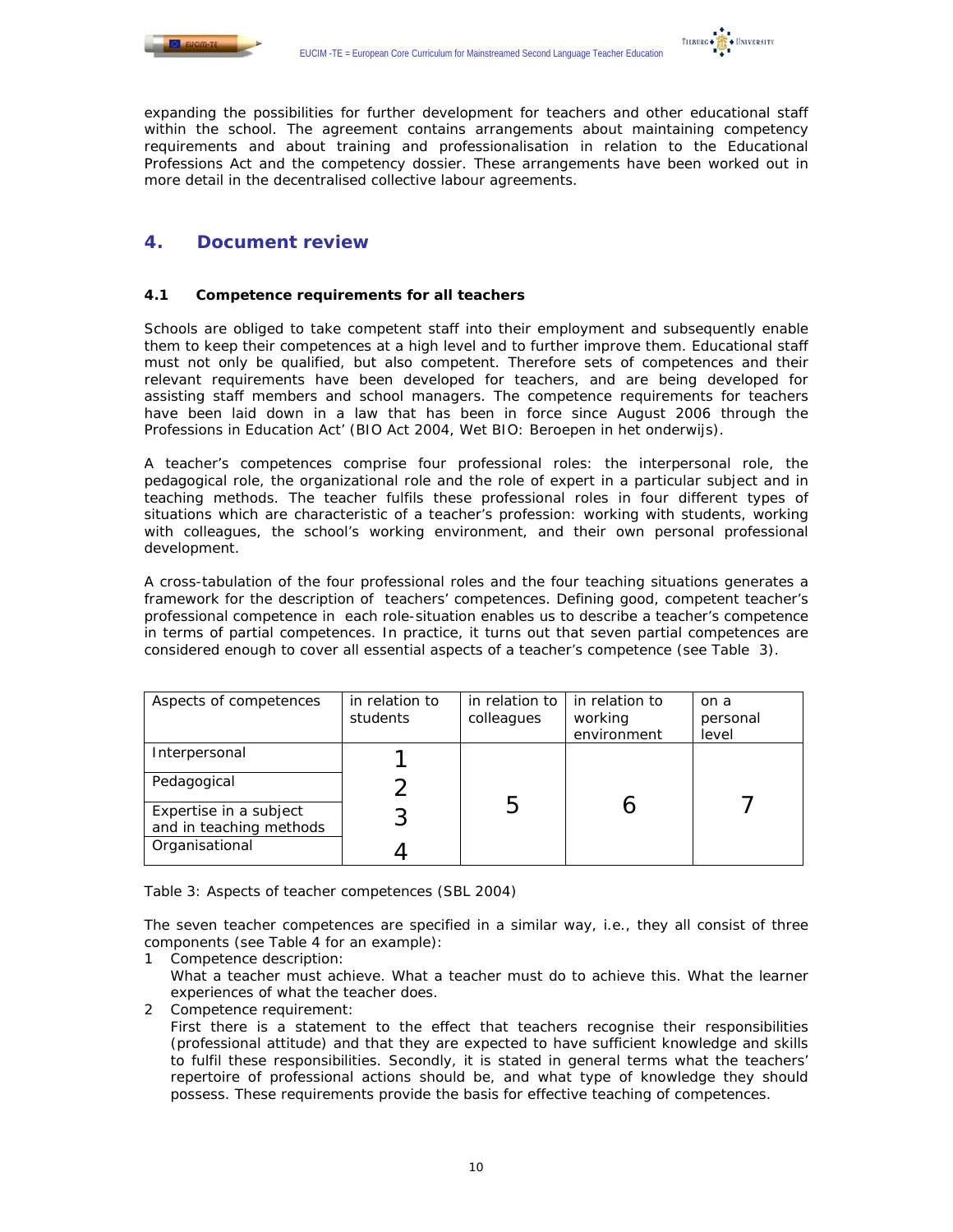expanding the possibilities for further development for teachers and other educational staff within the school. The agreement contains arrangements about maintaining competency requirements and about training and professionalisation in relation to the Educational Professions Act and the competency dossier. These arrangements have been worked out in more detail in the decentralised collective labour agreements.

## 4. Document review

### 4.1 Competence requirements for all teachers

Schools are obliged to take competent staff into their employment and subsequently enable them to keep their competences at a high level and to further improve them. Educational staff must not only be qualified, but also competent. Therefore sets of competences and their relevant requirements have been developed for teachers, and are being developed for assisting staff members and school managers. The competence requirements for teachers have been laid down in a law that has been in force since August 2006 through the Professions in Education Act' (BIO Act 2004, Wet BIO: Beroepen in het onderwijs).

A teacher's competences comprise four professional roles: the interpersonal role, the pedagogical role, the organizational role and the role of expert in a particular subject and in teaching methods. The teacher fulfils these professional roles in four different types of situations which are characteristic of a teacher's profession: working with students, working with colleagues, the school's working environment, and their own personal professional development.

A cross-tabulation of the four professional roles and the four teaching situations generates a framework for the description of teachers' competences. Defining good, competent teacher's professional competence in each role-situation enables us to describe a teacher's competence in terms of partial competences. In practice, it turns out that seven partial competences are considered enough to cover all essential aspects of a teacher's competence (see Table 3).

| Aspects of competences | in relation to students | in relation to colleagues | in relation to working environment | on a personal level |
|---|---|---|---|---|
| Interpersonal | 1 | 5 | 6 | 7 |
| Pedagogical | 2 | | | |
| Expertise in a subject and in teaching methods | 3 | | | |
| Organisational | 4 | | | |

Table 3: Aspects of teacher competences (SBL 2004)

The seven teacher competences are specified in a similar way, i.e., they all consist of three components (see Table 4 for an example):

1 Competence description:
What a teacher must achieve. What a teacher must do to achieve this. What the learner experiences of what the teacher does.

2 Competence requirement:
First there is a statement to the effect that teachers recognise their responsibilities (professional attitude) and that they are expected to have sufficient knowledge and skills to fulfil these responsibilities. Secondly, it is stated in general terms what the teachers' repertoire of professional actions should be, and what type of knowledge they should possess. These requirements provide the basis for effective teaching of competences.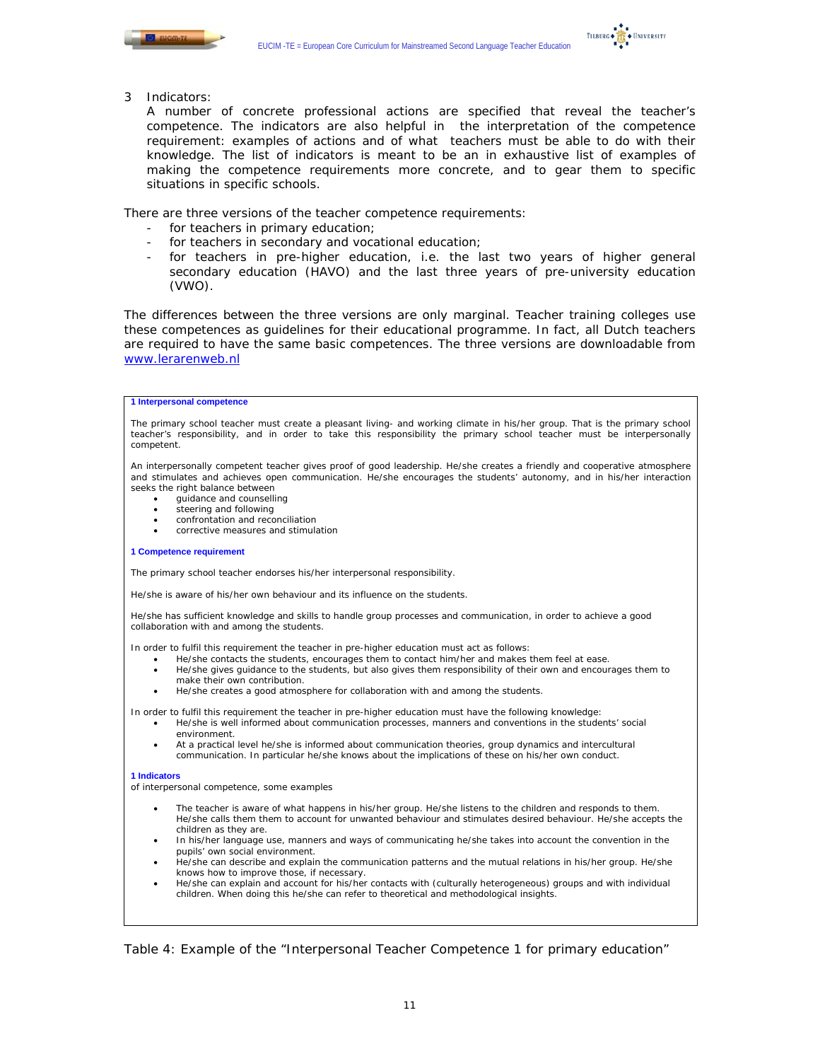3 Indicators:

A number of concrete professional actions are specified that reveal the teacher's competence. The indicators are also helpful in the interpretation of the competence requirement: examples of actions and of what teachers must be able to do with their knowledge. The list of indicators is meant to be an in exhaustive list of examples of making the competence requirements more concrete, and to gear them to specific situations in specific schools.

There are three versions of the teacher competence requirements:

- for teachers in primary education;
- for teachers in secondary and vocational education;
- for teachers in pre-higher education, i.e. the last two years of higher general secondary education (HAVO) and the last three years of pre-university education (VWO).

The differences between the three versions are only marginal. Teacher training colleges use these competences as guidelines for their educational programme. In fact, all Dutch teachers are required to have the same basic competences. The three versions are downloadable from www.lerarenweb.nl

**1 Interpersonal competence**

The primary school teacher must create a pleasant living- and working climate in his/her group. That is the primary school teacher's responsibility, and in order to take this responsibility the primary school teacher must be interpersonally competent.

An interpersonally competent teacher gives proof of good leadership. He/she creates a friendly and cooperative atmosphere and stimulates and achieves open communication. He/she encourages the students' autonomy, and in his/her interaction seeks the right balance between

- guidance and counselling
- steering and following
- confrontation and reconciliation
- corrective measures and stimulation

**1 Competence requirement**

The primary school teacher endorses his/her interpersonal responsibility.

He/she is aware of his/her own behaviour and its influence on the students.

He/she has sufficient knowledge and skills to handle group processes and communication, in order to achieve a good collaboration with and among the students.

In order to fulfil this requirement the teacher in pre-higher education must act as follows:

- He/she contacts the students, encourages them to contact him/her and makes them feel at ease.
- He/she gives guidance to the students, but also gives them responsibility of their own and encourages them to make their own contribution.
- He/she creates a good atmosphere for collaboration with and among the students.

In order to fulfil this requirement the teacher in pre-higher education must have the following knowledge:

- He/she is well informed about communication processes, manners and conventions in the students' social environment.
- At a practical level he/she is informed about communication theories, group dynamics and intercultural communication. In particular he/she knows about the implications of these on his/her own conduct.

**1 Indicators**

of interpersonal competence, some examples

- The teacher is aware of what happens in his/her group. He/she listens to the children and responds to them. He/she calls them them to account for unwanted behaviour and stimulates desired behaviour. He/she accepts the children as they are.
- In his/her language use, manners and ways of communicating he/she takes into account the convention in the pupils' own social environment.
- He/she can describe and explain the communication patterns and the mutual relations in his/her group. He/she knows how to improve those, if necessary.
- He/she can explain and account for his/her contacts with (culturally heterogeneous) groups and with individual children. When doing this he/she can refer to theoretical and methodological insights.

Table 4: Example of the "Interpersonal Teacher Competence 1 for primary education"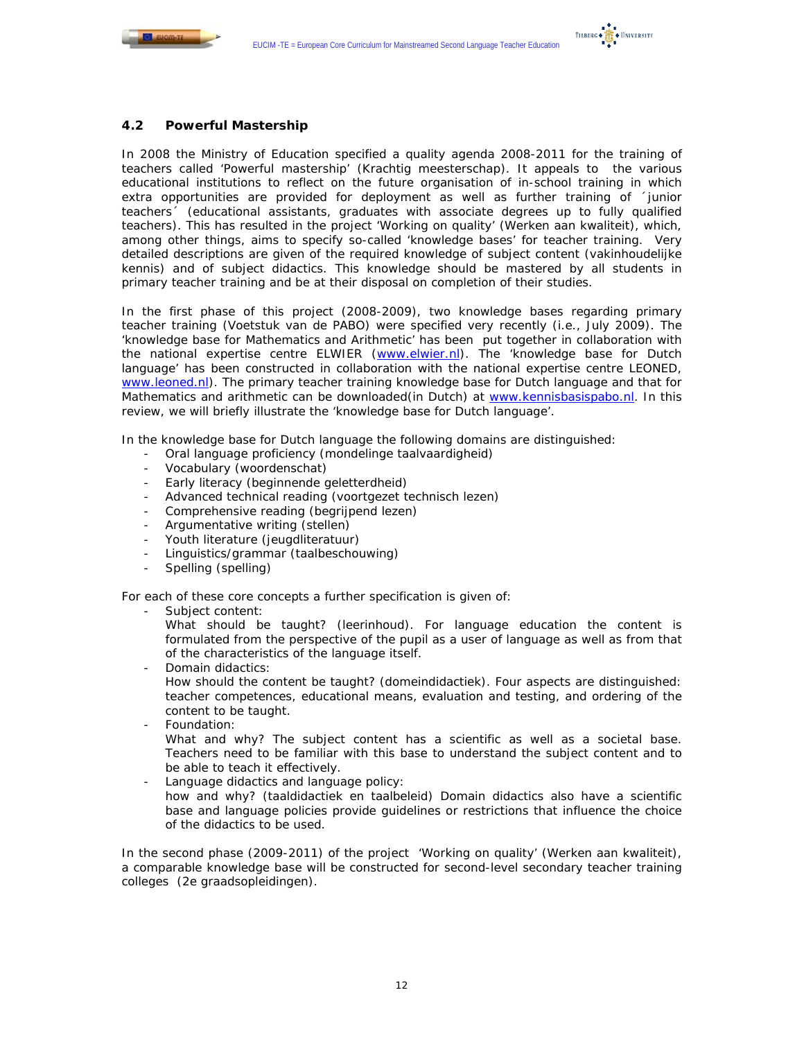## 4.2 Powerful Mastership

In 2008 the Ministry of Education specified a quality agenda 2008-2011 for the training of teachers called 'Powerful mastership' (Krachtig meesterschap). It appeals to the various educational institutions to reflect on the future organisation of in-school training in which extra opportunities are provided for deployment as well as further training of ´junior teachers´ (educational assistants, graduates with associate degrees up to fully qualified teachers). This has resulted in the project 'Working on quality' (Werken aan kwaliteit), which, among other things, aims to specify so-called 'knowledge bases' for teacher training. Very detailed descriptions are given of the required knowledge of subject content (vakinhoudelijke kennis) and of subject didactics. This knowledge should be mastered by all students in primary teacher training and be at their disposal on completion of their studies.

In the first phase of this project (2008-2009), two knowledge bases regarding primary teacher training (Voetstuk van de PABO) were specified very recently (i.e., July 2009). The 'knowledge base for Mathematics and Arithmetic' has been put together in collaboration with the national expertise centre ELWIER (www.elwier.nl). The 'knowledge base for Dutch language' has been constructed in collaboration with the national expertise centre LEONED, www.leoned.nl). The primary teacher training knowledge base for Dutch language and that for Mathematics and arithmetic can be downloaded(in Dutch) at www.kennisbasispabo.nl. In this review, we will briefly illustrate the 'knowledge base for Dutch language'.

In the knowledge base for Dutch language the following domains are distinguished:

- Oral language proficiency (mondelinge taalvaardigheid)
- Vocabulary (woordenschat)
- Early literacy (beginnende geletterdheid)
- Advanced technical reading (voortgezet technisch lezen)
- Comprehensive reading (begrijpend lezen)
- Argumentative writing (stellen)
- Youth literature (jeugdliteratuur)
- Linguistics/grammar (taalbeschouwing)
- Spelling (spelling)

For each of these core concepts a further specification is given of:

- Subject content:
  What should be taught? (leerinhoud). For language education the content is formulated from the perspective of the pupil as a user of language as well as from that of the characteristics of the language itself.
- Domain didactics:
  How should the content be taught? (domeindidactiek). Four aspects are distinguished: teacher competences, educational means, evaluation and testing, and ordering of the content to be taught.
- Foundation:
  What and why? The subject content has a scientific as well as a societal base. Teachers need to be familiar with this base to understand the subject content and to be able to teach it effectively.
- Language didactics and language policy:
  how and why? (taaldidactiek en taalbeleid) Domain didactics also have a scientific base and language policies provide guidelines or restrictions that influence the choice of the didactics to be used.

In the second phase (2009-2011) of the project 'Working on quality' (Werken aan kwaliteit), a comparable knowledge base will be constructed for second-level secondary teacher training colleges (2e graadsopleidingen).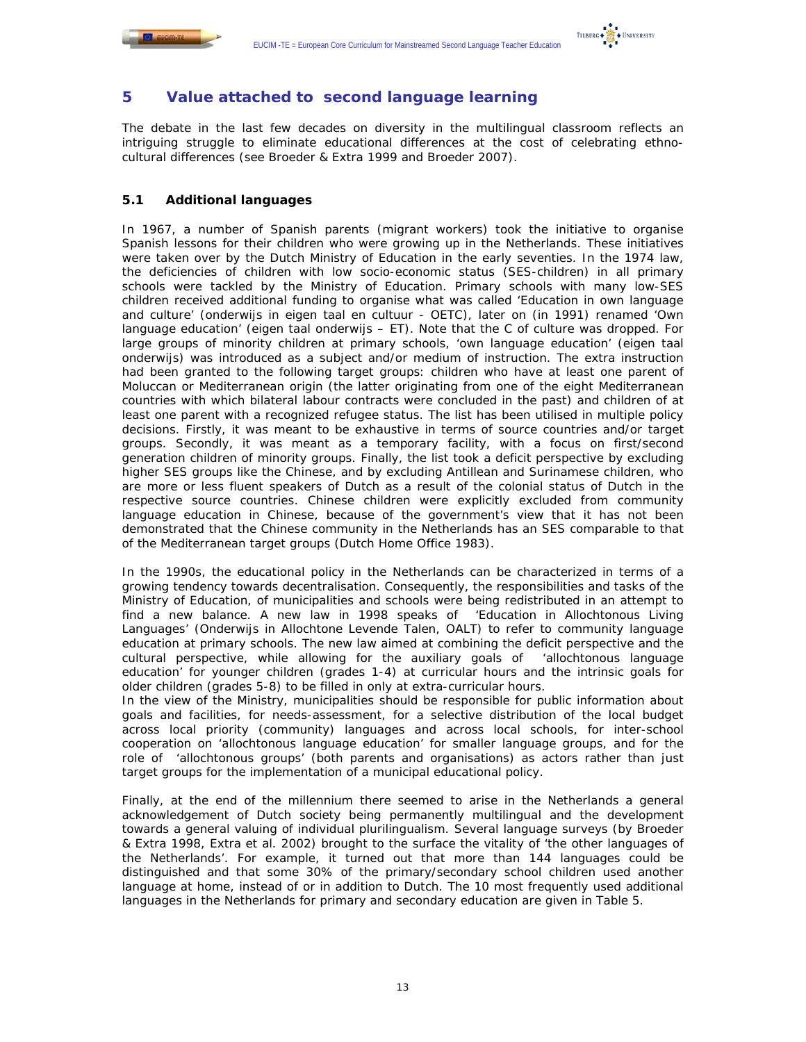# 5 Value attached to second language learning

The debate in the last few decades on diversity in the multilingual classroom reflects an intriguing struggle to eliminate educational differences at the cost of celebrating ethno-cultural differences (see Broeder & Extra 1999 and Broeder 2007).

## 5.1 Additional languages

In 1967, a number of Spanish parents (migrant workers) took the initiative to organise Spanish lessons for their children who were growing up in the Netherlands. These initiatives were taken over by the Dutch Ministry of Education in the early seventies. In the 1974 law, the deficiencies of children with low socio-economic status (SES-children) in all primary schools were tackled by the Ministry of Education. Primary schools with many low-SES children received additional funding to organise what was called 'Education in own language and culture' (onderwijs in eigen taal en cultuur - OETC), later on (in 1991) renamed 'Own language education' (eigen taal onderwijs – ET). Note that the C of culture was dropped. For large groups of minority children at primary schools, 'own language education' (eigen taal onderwijs) was introduced as a subject and/or medium of instruction. The extra instruction had been granted to the following target groups: children who have at least one parent of Moluccan or Mediterranean origin (the latter originating from one of the eight Mediterranean countries with which bilateral labour contracts were concluded in the past) and children of at least one parent with a recognized refugee status. The list has been utilised in multiple policy decisions. Firstly, it was meant to be exhaustive in terms of source countries and/or target groups. Secondly, it was meant as a temporary facility, with a focus on first/second generation children of minority groups. Finally, the list took a deficit perspective by excluding higher SES groups like the Chinese, and by excluding Antillean and Surinamese children, who are more or less fluent speakers of Dutch as a result of the colonial status of Dutch in the respective source countries. Chinese children were explicitly excluded from community language education in Chinese, because of the government's view that it has not been demonstrated that the Chinese community in the Netherlands has an SES comparable to that of the Mediterranean target groups (Dutch Home Office 1983).

In the 1990s, the educational policy in the Netherlands can be characterized in terms of a growing tendency towards decentralisation. Consequently, the responsibilities and tasks of the Ministry of Education, of municipalities and schools were being redistributed in an attempt to find a new balance. A new law in 1998 speaks of 'Education in Allochtonous Living Languages' (Onderwijs in Allochtone Levende Talen, OALT) to refer to community language education at primary schools. The new law aimed at combining the deficit perspective and the cultural perspective, while allowing for the auxiliary goals of 'allochtonous language education' for younger children (grades 1-4) at curricular hours and the intrinsic goals for older children (grades 5-8) to be filled in only at extra-curricular hours.

In the view of the Ministry, municipalities should be responsible for public information about goals and facilities, for needs-assessment, for a selective distribution of the local budget across local priority (community) languages and across local schools, for inter-school cooperation on 'allochtonous language education' for smaller language groups, and for the role of 'allochtonous groups' (both parents and organisations) as actors rather than just target groups for the implementation of a municipal educational policy.

Finally, at the end of the millennium there seemed to arise in the Netherlands a general acknowledgement of Dutch society being permanently multilingual and the development towards a general valuing of individual plurilingualism. Several language surveys (by Broeder & Extra 1998, Extra et al. 2002) brought to the surface the vitality of 'the other languages of the Netherlands'. For example, it turned out that more than 144 languages could be distinguished and that some 30% of the primary/secondary school children used another language at home, instead of or in addition to Dutch. The 10 most frequently used additional languages in the Netherlands for primary and secondary education are given in Table 5.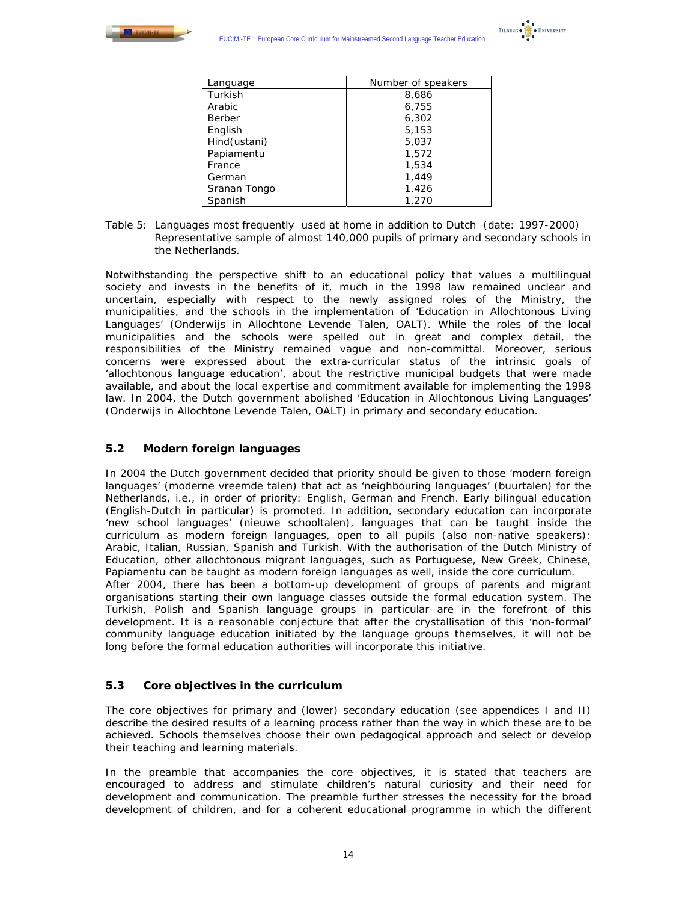| Language | Number of speakers |
|---|---|
| Turkish | 8,686 |
| Arabic | 6,755 |
| Berber | 6,302 |
| English | 5,153 |
| Hind(ustani) | 5,037 |
| Papiamentu | 1,572 |
| France | 1,534 |
| German | 1,449 |
| Sranan Tongo | 1,426 |
| Spanish | 1,270 |

Table 5: Languages most frequently used at home in addition to Dutch (date: 1997-2000) Representative sample of almost 140,000 pupils of primary and secondary schools in the Netherlands.

Notwithstanding the perspective shift to an educational policy that values a multilingual society and invests in the benefits of it, much in the 1998 law remained unclear and uncertain, especially with respect to the newly assigned roles of the Ministry, the municipalities, and the schools in the implementation of 'Education in Allochtonous Living Languages' (Onderwijs in Allochtone Levende Talen, OALT). While the roles of the local municipalities and the schools were spelled out in great and complex detail, the responsibilities of the Ministry remained vague and non-committal. Moreover, serious concerns were expressed about the extra-curricular status of the intrinsic goals of 'allochtonous language education', about the restrictive municipal budgets that were made available, and about the local expertise and commitment available for implementing the 1998 law. In 2004, the Dutch government abolished 'Education in Allochtonous Living Languages' (Onderwijs in Allochtone Levende Talen, OALT) in primary and secondary education.

## 5.2 Modern foreign languages

In 2004 the Dutch government decided that priority should be given to those 'modern foreign languages' (moderne vreemde talen) that act as 'neighbouring languages' (buurtalen) for the Netherlands, i.e., in order of priority: English, German and French. Early bilingual education (English-Dutch in particular) is promoted. In addition, secondary education can incorporate 'new school languages' (nieuwe schooltalen), languages that can be taught inside the curriculum as modern foreign languages, open to all pupils (also non-native speakers): Arabic, Italian, Russian, Spanish and Turkish. With the authorisation of the Dutch Ministry of Education, other allochtonous migrant languages, such as Portuguese, New Greek, Chinese, Papiamentu can be taught as modern foreign languages as well, inside the core curriculum.
After 2004, there has been a bottom-up development of groups of parents and migrant organisations starting their own language classes outside the formal education system. The Turkish, Polish and Spanish language groups in particular are in the forefront of this development. It is a reasonable conjecture that after the crystallisation of this 'non-formal' community language education initiated by the language groups themselves, it will not be long before the formal education authorities will incorporate this initiative.

## 5.3 Core objectives in the curriculum

The core objectives for primary and (lower) secondary education (see appendices I and II) describe the desired results of a learning process rather than the way in which these are to be achieved. Schools themselves choose their own pedagogical approach and select or develop their teaching and learning materials.

In the preamble that accompanies the core objectives, it is stated that teachers are encouraged to address and stimulate children's natural curiosity and their need for development and communication. The preamble further stresses the necessity for the broad development of children, and for a coherent educational programme in which the different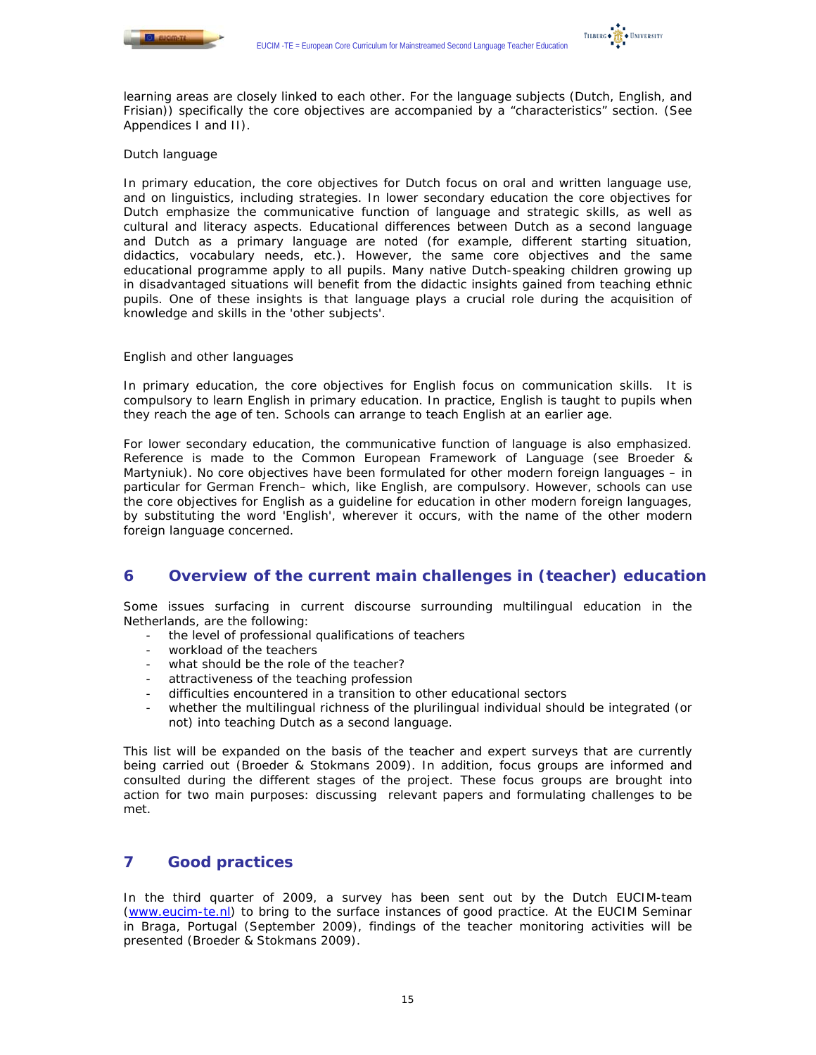learning areas are closely linked to each other. For the language subjects (Dutch, English, and Frisian)) specifically the core objectives are accompanied by a “characteristics” section. (See Appendices I and II).

Dutch language

In primary education, the core objectives for Dutch focus on oral and written language use, and on linguistics, including strategies. In lower secondary education the core objectives for Dutch emphasize the communicative function of language and strategic skills, as well as cultural and literacy aspects. Educational differences between Dutch as a second language and Dutch as a primary language are noted (for example, different starting situation, didactics, vocabulary needs, etc.). However, the same core objectives and the same educational programme apply to all pupils. Many native Dutch-speaking children growing up in disadvantaged situations will benefit from the didactic insights gained from teaching ethnic pupils. One of these insights is that language plays a crucial role during the acquisition of knowledge and skills in the 'other subjects'.

English and other languages

In primary education, the core objectives for English focus on communication skills. It is compulsory to learn English in primary education. In practice, English is taught to pupils when they reach the age of ten. Schools can arrange to teach English at an earlier age.

For lower secondary education, the communicative function of language is also emphasized. Reference is made to the Common European Framework of Language (see Broeder & Martyniuk). No core objectives have been formulated for other modern foreign languages – in particular for German French– which, like English, are compulsory. However, schools can use the core objectives for English as a guideline for education in other modern foreign languages, by substituting the word 'English', wherever it occurs, with the name of the other modern foreign language concerned.

## 6 Overview of the current main challenges in (teacher) education

Some issues surfacing in current discourse surrounding multilingual education in the Netherlands, are the following:

- the level of professional qualifications of teachers
- workload of the teachers
- what should be the role of the teacher?
- attractiveness of the teaching profession
- difficulties encountered in a transition to other educational sectors
- whether the multilingual richness of the plurilingual individual should be integrated (or not) into teaching Dutch as a second language.

This list will be expanded on the basis of the teacher and expert surveys that are currently being carried out (Broeder & Stokmans 2009). In addition, focus groups are informed and consulted during the different stages of the project. These focus groups are brought into action for two main purposes: discussing relevant papers and formulating challenges to be met.

## 7 Good practices

In the third quarter of 2009, a survey has been sent out by the Dutch EUCIM-team (www.eucim-te.nl) to bring to the surface instances of good practice. At the EUCIM Seminar in Braga, Portugal (September 2009), findings of the teacher monitoring activities will be presented (Broeder & Stokmans 2009).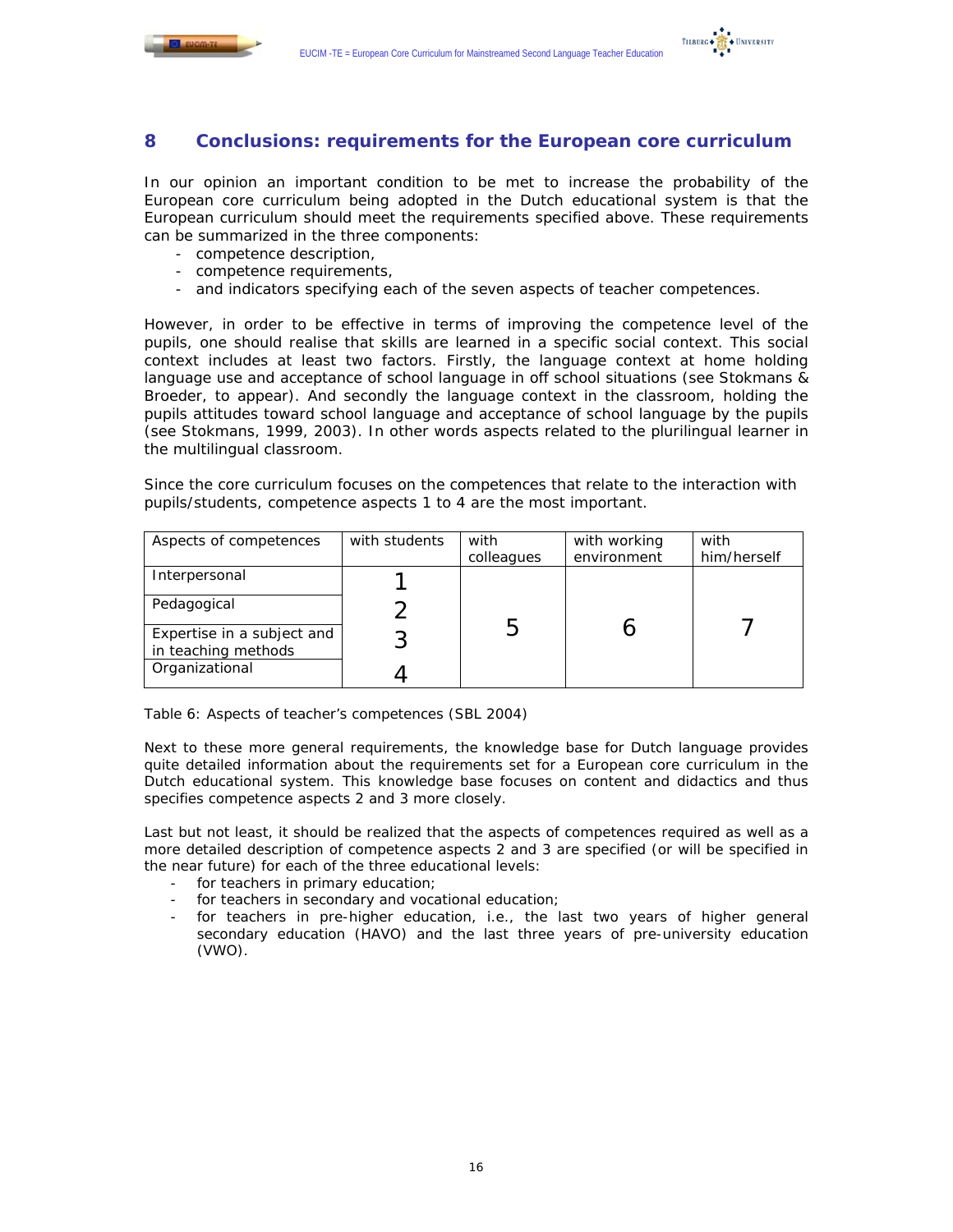## 8 Conclusions: requirements for the European core curriculum

In our opinion an important condition to be met to increase the probability of the European core curriculum being adopted in the Dutch educational system is that the European curriculum should meet the requirements specified above. These requirements can be summarized in the three components:

- competence description,
- competence requirements,
- and indicators specifying each of the seven aspects of teacher competences.

However, in order to be effective in terms of improving the competence level of the pupils, one should realise that skills are learned in a specific social context. This social context includes at least two factors. Firstly, the language context at home holding language use and acceptance of school language in off school situations (see Stokmans & Broeder, to appear). And secondly the language context in the classroom, holding the pupils attitudes toward school language and acceptance of school language by the pupils (see Stokmans, 1999, 2003). In other words aspects related to the plurilingual learner in the multilingual classroom.

Since the core curriculum focuses on the competences that relate to the interaction with pupils/students, competence aspects 1 to 4 are the most important.

| Aspects of competences | with students | with colleagues | with working environment | with him/herself |
|---|---|---|---|---|
| Interpersonal | 1 | 5 | 6 | 7 |
| Pedagogical | 2 | | | |
| Expertise in a subject and in teaching methods | 3 | | | |
| Organizational | 4 | | | |

Table 6: Aspects of teacher's competences (SBL 2004)

Next to these more general requirements, the knowledge base for Dutch language provides quite detailed information about the requirements set for a European core curriculum in the Dutch educational system. This knowledge base focuses on content and didactics and thus specifies competence aspects 2 and 3 more closely.

Last but not least, it should be realized that the aspects of competences required as well as a more detailed description of competence aspects 2 and 3 are specified (or will be specified in the near future) for each of the three educational levels:

- for teachers in primary education;
- for teachers in secondary and vocational education;
- for teachers in pre-higher education, i.e., the last two years of higher general secondary education (HAVO) and the last three years of pre-university education (VWO).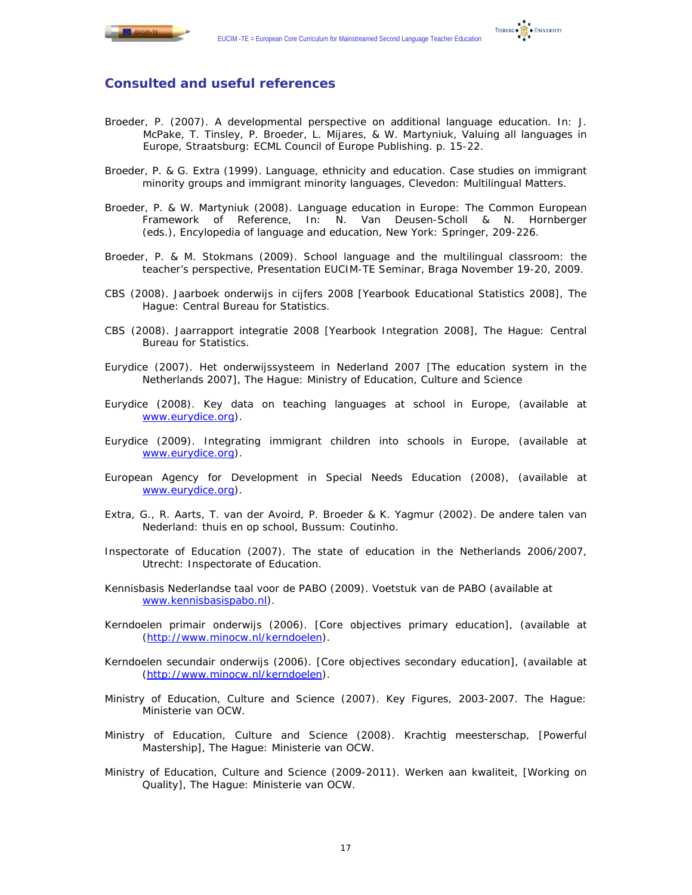## Consulted and useful references

Broeder, P. (2007). A developmental perspective on additional language education. In: J. McPake, T. Tinsley, P. Broeder, L. Mijares, & W. Martyniuk, Valuing all languages in Europe, Straatsburg: ECML Council of Europe Publishing. p. 15-22.

Broeder, P. & G. Extra (1999). Language, ethnicity and education. Case studies on immigrant minority groups and immigrant minority languages, Clevedon: Multilingual Matters.

Broeder, P. & W. Martyniuk (2008). Language education in Europe: The Common European Framework of Reference, In: N. Van Deusen-Scholl & N. Hornberger (eds.), Encylopedia of language and education, New York: Springer, 209-226.

Broeder, P. & M. Stokmans (2009). School language and the multilingual classroom: the teacher's perspective, Presentation EUCIM-TE Seminar, Braga November 19-20, 2009.

CBS (2008). Jaarboek onderwijs in cijfers 2008 [Yearbook Educational Statistics 2008], The Hague: Central Bureau for Statistics.

CBS (2008). Jaarrapport integratie 2008 [Yearbook Integration 2008], The Hague: Central Bureau for Statistics.

Eurydice (2007). Het onderwijssysteem in Nederland 2007 [The education system in the Netherlands 2007], The Hague: Ministry of Education, Culture and Science

Eurydice (2008). Key data on teaching languages at school in Europe, (available at www.eurydice.org).

Eurydice (2009). Integrating immigrant children into schools in Europe, (available at www.eurydice.org).

European Agency for Development in Special Needs Education (2008), (available at www.eurydice.org).

Extra, G., R. Aarts, T. van der Avoird, P. Broeder & K. Yagmur (2002). De andere talen van Nederland: thuis en op school, Bussum: Coutinho.

Inspectorate of Education (2007). The state of education in the Netherlands 2006/2007, Utrecht: Inspectorate of Education.

Kennisbasis Nederlandse taal voor de PABO (2009). Voetstuk van de PABO (available at www.kennisbasispabo.nl).

Kerndoelen primair onderwijs (2006). [Core objectives primary education], (available at (http://www.minocw.nl/kerndoelen).

Kerndoelen secundair onderwijs (2006). [Core objectives secondary education], (available at (http://www.minocw.nl/kerndoelen).

Ministry of Education, Culture and Science (2007). Key Figures, 2003-2007. The Hague: Ministerie van OCW.

Ministry of Education, Culture and Science (2008). Krachtig meesterschap, [Powerful Mastership], The Hague: Ministerie van OCW.

Ministry of Education, Culture and Science (2009-2011). Werken aan kwaliteit, [Working on Quality], The Hague: Ministerie van OCW.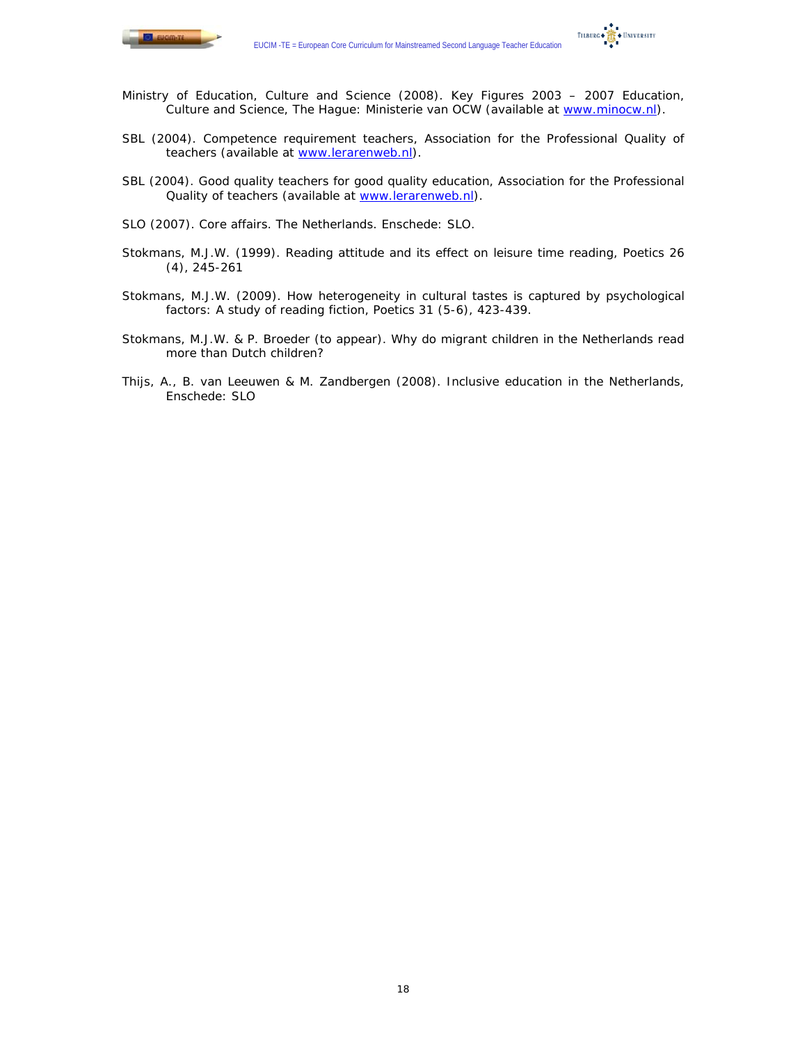Ministry of Education, Culture and Science (2008). Key Figures 2003 – 2007 Education, Culture and Science, The Hague: Ministerie van OCW (available at www.minocw.nl).

SBL (2004). Competence requirement teachers, Association for the Professional Quality of teachers (available at www.lerarenweb.nl).

SBL (2004). Good quality teachers for good quality education, Association for the Professional Quality of teachers (available at www.lerarenweb.nl).

SLO (2007). Core affairs. The Netherlands. Enschede: SLO.

Stokmans, M.J.W. (1999). Reading attitude and its effect on leisure time reading, Poetics 26 (4), 245-261

Stokmans, M.J.W. (2009). How heterogeneity in cultural tastes is captured by psychological factors: A study of reading fiction, Poetics 31 (5-6), 423-439.

Stokmans, M.J.W. & P. Broeder (to appear). Why do migrant children in the Netherlands read more than Dutch children?

Thijs, A., B. van Leeuwen & M. Zandbergen (2008). Inclusive education in the Netherlands, Enschede: SLO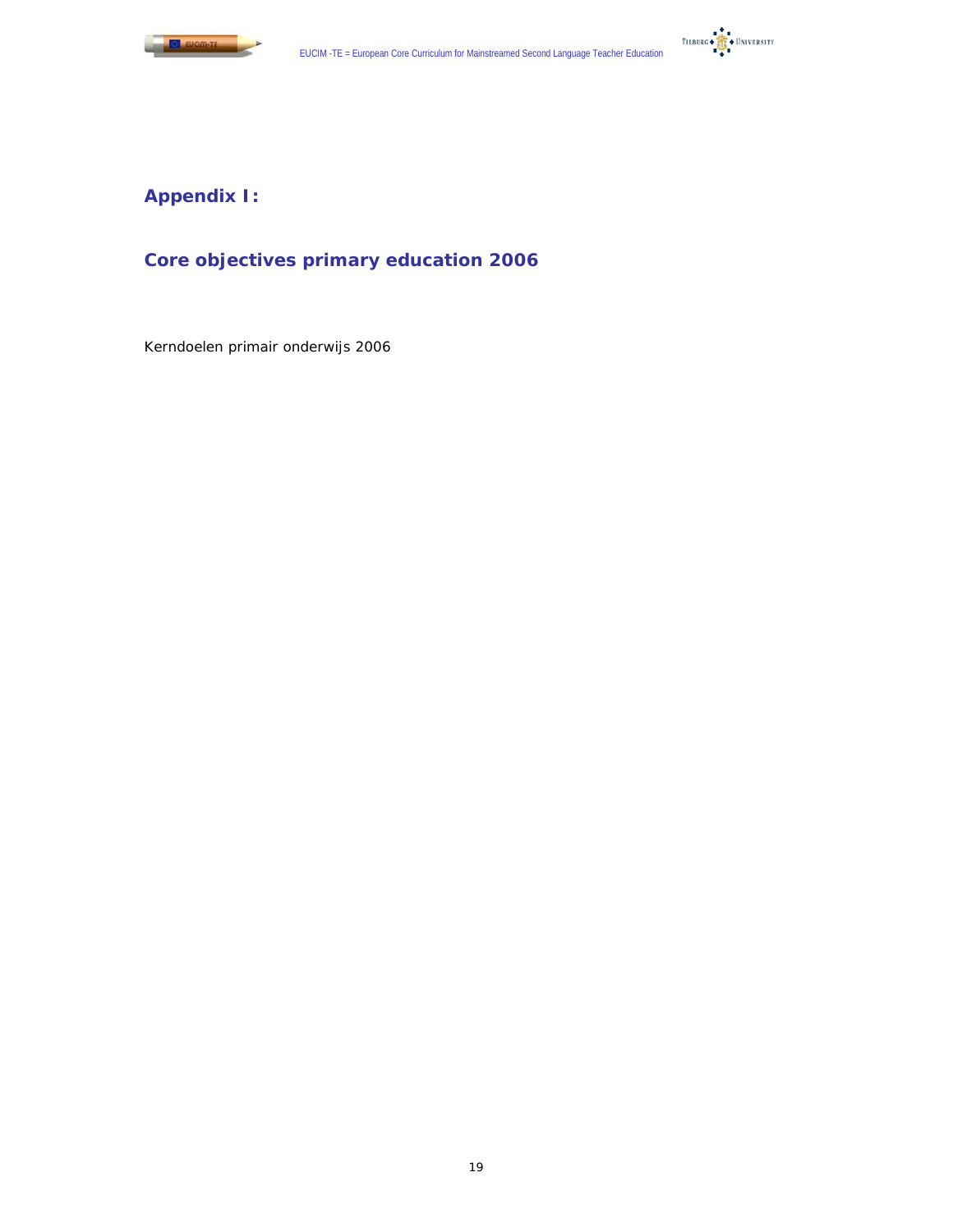## Appendix I:

## Core objectives primary education 2006

Kerndoelen primair onderwijs 2006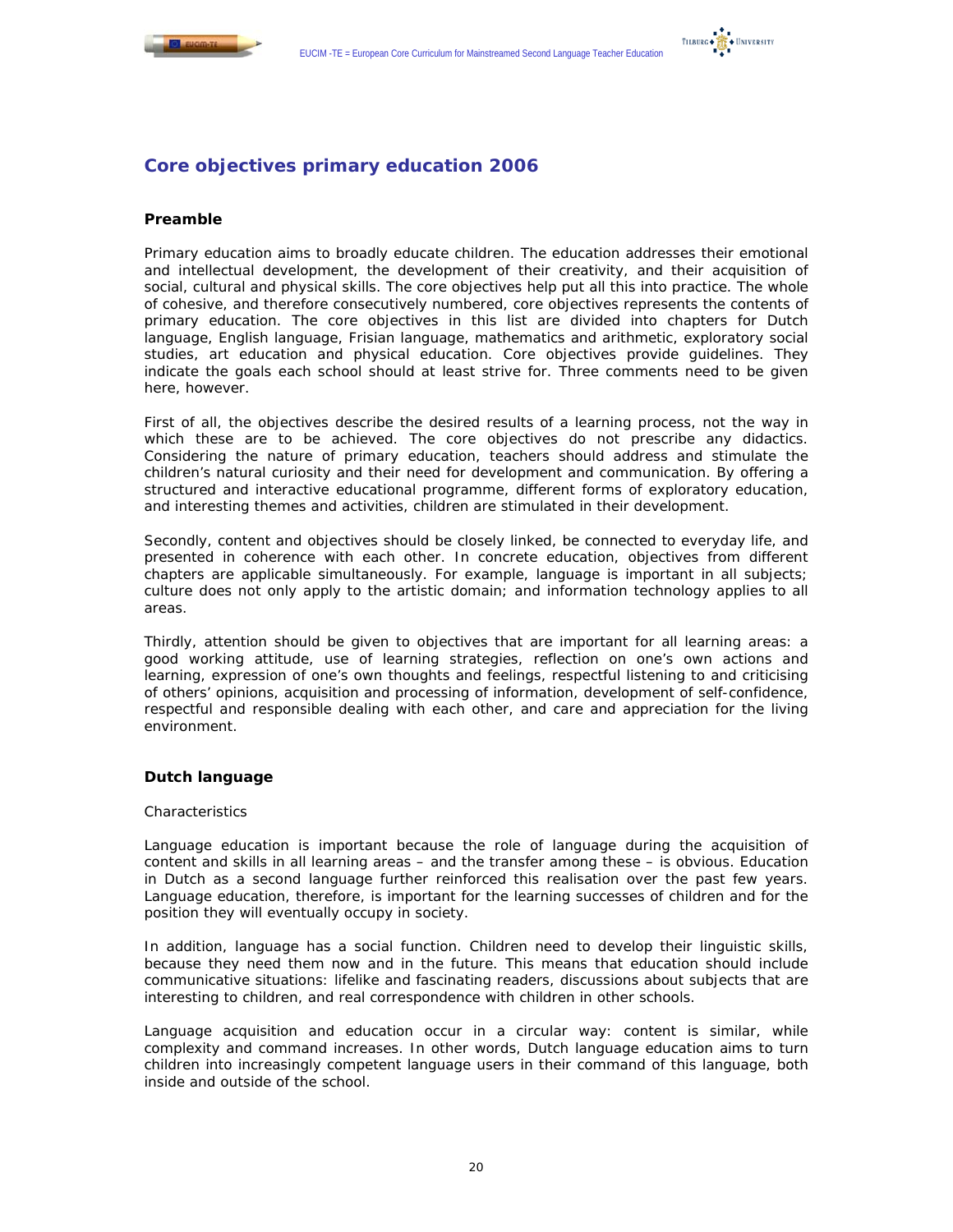## Core objectives primary education 2006

### Preamble

Primary education aims to broadly educate children. The education addresses their emotional and intellectual development, the development of their creativity, and their acquisition of social, cultural and physical skills. The core objectives help put all this into practice. The whole of cohesive, and therefore consecutively numbered, core objectives represents the contents of primary education. The core objectives in this list are divided into chapters for Dutch language, English language, Frisian language, mathematics and arithmetic, exploratory social studies, art education and physical education. Core objectives provide guidelines. They indicate the goals each school should at least strive for. Three comments need to be given here, however.

First of all, the objectives describe the desired results of a learning process, not the way in which these are to be achieved. The core objectives do not prescribe any didactics. Considering the nature of primary education, teachers should address and stimulate the children's natural curiosity and their need for development and communication. By offering a structured and interactive educational programme, different forms of exploratory education, and interesting themes and activities, children are stimulated in their development.

Secondly, content and objectives should be closely linked, be connected to everyday life, and presented in coherence with each other. In concrete education, objectives from different chapters are applicable simultaneously. For example, language is important in all subjects; culture does not only apply to the artistic domain; and information technology applies to all areas.

Thirdly, attention should be given to objectives that are important for all learning areas: a good working attitude, use of learning strategies, reflection on one's own actions and learning, expression of one's own thoughts and feelings, respectful listening to and criticising of others' opinions, acquisition and processing of information, development of self-confidence, respectful and responsible dealing with each other, and care and appreciation for the living environment.

### Dutch language

Characteristics

Language education is important because the role of language during the acquisition of content and skills in all learning areas – and the transfer among these – is obvious. Education in Dutch as a second language further reinforced this realisation over the past few years. Language education, therefore, is important for the learning successes of children and for the position they will eventually occupy in society.

In addition, language has a social function. Children need to develop their linguistic skills, because they need them now and in the future. This means that education should include communicative situations: lifelike and fascinating readers, discussions about subjects that are interesting to children, and real correspondence with children in other schools.

Language acquisition and education occur in a circular way: content is similar, while complexity and command increases. In other words, Dutch language education aims to turn children into increasingly competent language users in their command of this language, both inside and outside of the school.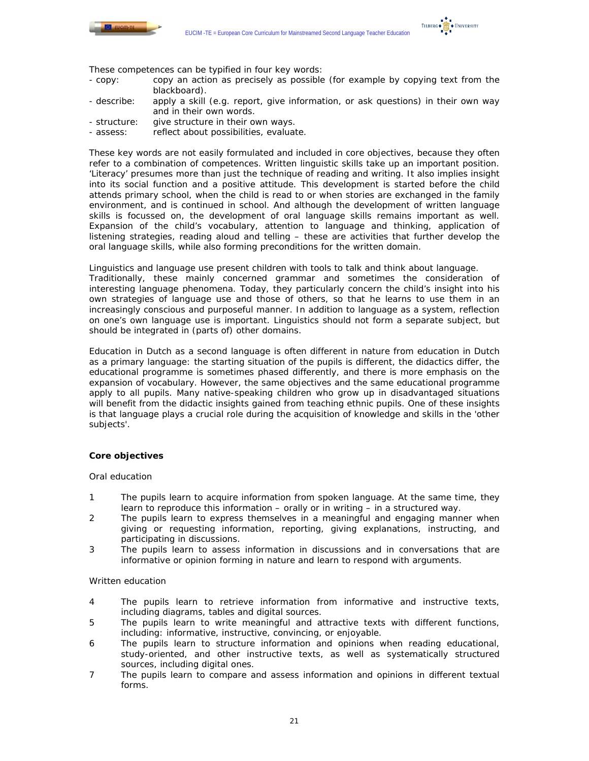These competences can be typified in four key words:

- copy: copy an action as precisely as possible (for example by copying text from the blackboard).
- describe: apply a skill (e.g. report, give information, or ask questions) in their own way and in their own words.
- structure: give structure in their own ways.
- assess: reflect about possibilities, evaluate.

These key words are not easily formulated and included in core objectives, because they often refer to a combination of competences. Written linguistic skills take up an important position. ‘Literacy’ presumes more than just the technique of reading and writing. It also implies insight into its social function and a positive attitude. This development is started before the child attends primary school, when the child is read to or when stories are exchanged in the family environment, and is continued in school. And although the development of written language skills is focussed on, the development of oral language skills remains important as well. Expansion of the child’s vocabulary, attention to language and thinking, application of listening strategies, reading aloud and telling – these are activities that further develop the oral language skills, while also forming preconditions for the written domain.

Linguistics and language use present children with tools to talk and think about language. Traditionally, these mainly concerned grammar and sometimes the consideration of interesting language phenomena. Today, they particularly concern the child’s insight into his own strategies of language use and those of others, so that he learns to use them in an increasingly conscious and purposeful manner. In addition to language as a system, reflection on one’s own language use is important. Linguistics should not form a separate subject, but should be integrated in (parts of) other domains.

Education in Dutch as a second language is often different in nature from education in Dutch as a primary language: the starting situation of the pupils is different, the didactics differ, the educational programme is sometimes phased differently, and there is more emphasis on the expansion of vocabulary. However, the same objectives and the same educational programme apply to all pupils. Many native-speaking children who grow up in disadvantaged situations will benefit from the didactic insights gained from teaching ethnic pupils. One of these insights is that language plays a crucial role during the acquisition of knowledge and skills in the 'other subjects'.

**Core objectives**

Oral education

1. The pupils learn to acquire information from spoken language. At the same time, they learn to reproduce this information – orally or in writing – in a structured way.
2. The pupils learn to express themselves in a meaningful and engaging manner when giving or requesting information, reporting, giving explanations, instructing, and participating in discussions.
3. The pupils learn to assess information in discussions and in conversations that are informative or opinion forming in nature and learn to respond with arguments.

Written education

4. The pupils learn to retrieve information from informative and instructive texts, including diagrams, tables and digital sources.
5. The pupils learn to write meaningful and attractive texts with different functions, including: informative, instructive, convincing, or enjoyable.
6. The pupils learn to structure information and opinions when reading educational, study-oriented, and other instructive texts, as well as systematically structured sources, including digital ones.
7. The pupils learn to compare and assess information and opinions in different textual forms.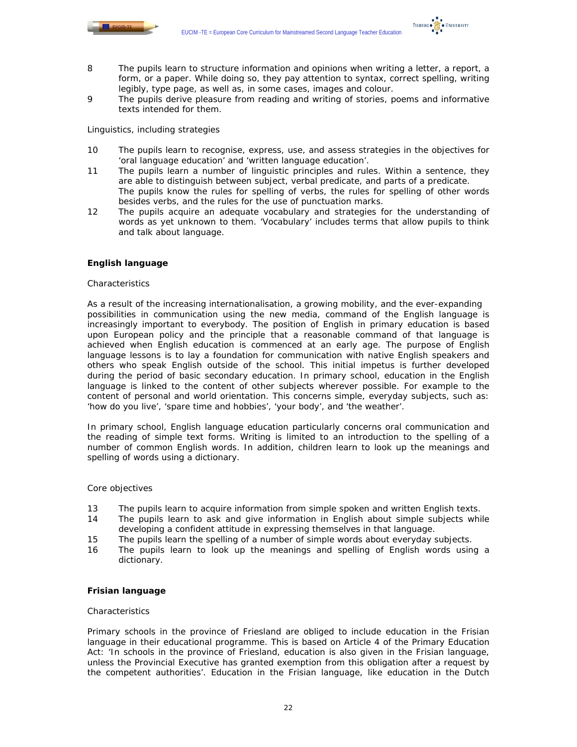8 The pupils learn to structure information and opinions when writing a letter, a report, a form, or a paper. While doing so, they pay attention to syntax, correct spelling, writing legibly, type page, as well as, in some cases, images and colour.

9 The pupils derive pleasure from reading and writing of stories, poems and informative texts intended for them.

Linguistics, including strategies

10 The pupils learn to recognise, express, use, and assess strategies in the objectives for 'oral language education' and 'written language education'.

11 The pupils learn a number of linguistic principles and rules. Within a sentence, they are able to distinguish between subject, verbal predicate, and parts of a predicate. The pupils know the rules for spelling of verbs, the rules for spelling of other words besides verbs, and the rules for the use of punctuation marks.

12 The pupils acquire an adequate vocabulary and strategies for the understanding of words as yet unknown to them. 'Vocabulary' includes terms that allow pupils to think and talk about language.

**English language**

Characteristics

As a result of the increasing internationalisation, a growing mobility, and the ever-expanding possibilities in communication using the new media, command of the English language is increasingly important to everybody. The position of English in primary education is based upon European policy and the principle that a reasonable command of that language is achieved when English education is commenced at an early age. The purpose of English language lessons is to lay a foundation for communication with native English speakers and others who speak English outside of the school. This initial impetus is further developed during the period of basic secondary education. In primary school, education in the English language is linked to the content of other subjects wherever possible. For example to the content of personal and world orientation. This concerns simple, everyday subjects, such as: 'how do you live', 'spare time and hobbies', 'your body', and 'the weather'.

In primary school, English language education particularly concerns oral communication and the reading of simple text forms. Writing is limited to an introduction to the spelling of a number of common English words. In addition, children learn to look up the meanings and spelling of words using a dictionary.

Core objectives

13 The pupils learn to acquire information from simple spoken and written English texts.

14 The pupils learn to ask and give information in English about simple subjects while developing a confident attitude in expressing themselves in that language.

15 The pupils learn the spelling of a number of simple words about everyday subjects.

16 The pupils learn to look up the meanings and spelling of English words using a dictionary.

**Frisian language**

Characteristics

Primary schools in the province of Friesland are obliged to include education in the Frisian language in their educational programme. This is based on Article 4 of the Primary Education Act: 'In schools in the province of Friesland, education is also given in the Frisian language, unless the Provincial Executive has granted exemption from this obligation after a request by the competent authorities'. Education in the Frisian language, like education in the Dutch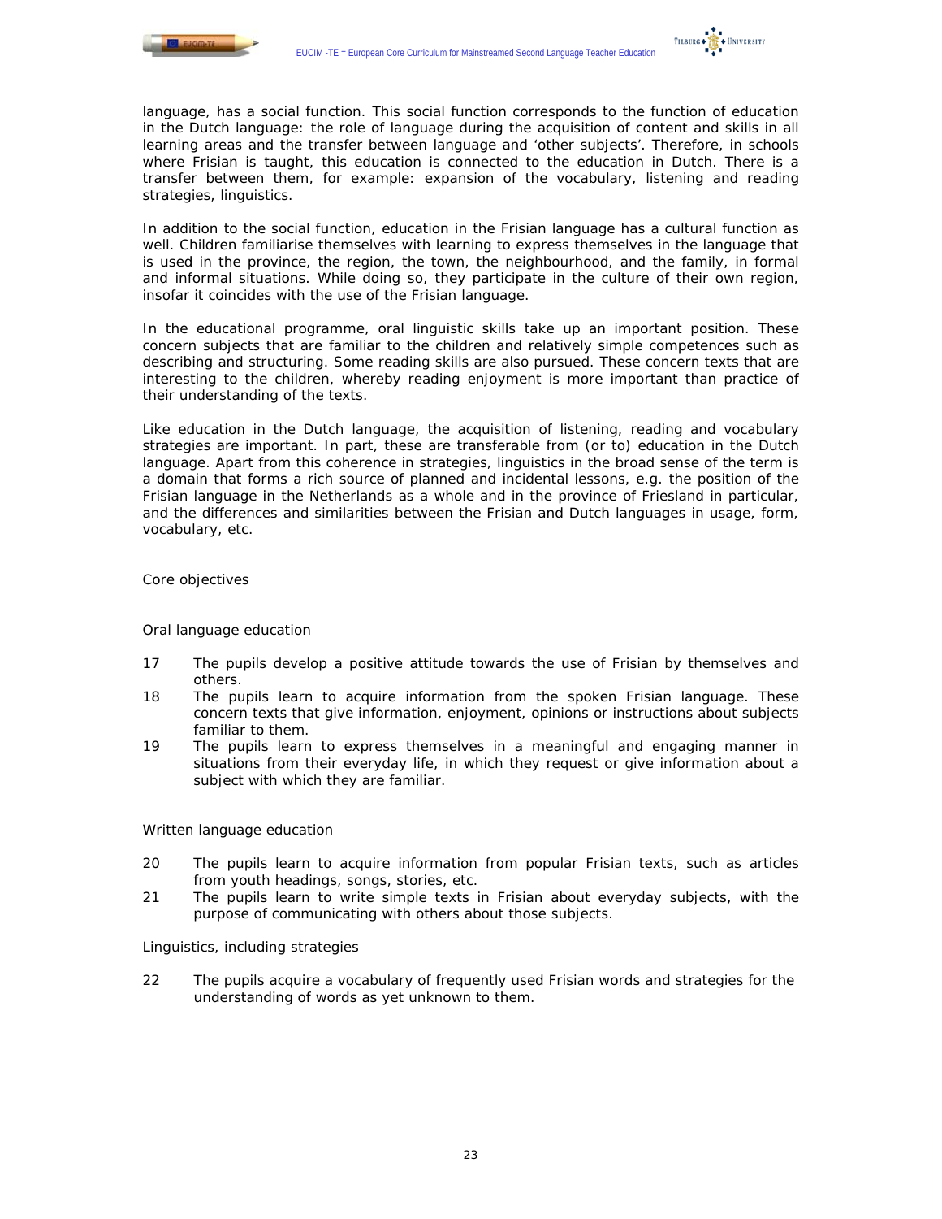language, has a social function. This social function corresponds to the function of education in the Dutch language: the role of language during the acquisition of content and skills in all learning areas and the transfer between language and 'other subjects'. Therefore, in schools where Frisian is taught, this education is connected to the education in Dutch. There is a transfer between them, for example: expansion of the vocabulary, listening and reading strategies, linguistics.

In addition to the social function, education in the Frisian language has a cultural function as well. Children familiarise themselves with learning to express themselves in the language that is used in the province, the region, the town, the neighbourhood, and the family, in formal and informal situations. While doing so, they participate in the culture of their own region, insofar it coincides with the use of the Frisian language.

In the educational programme, oral linguistic skills take up an important position. These concern subjects that are familiar to the children and relatively simple competences such as describing and structuring. Some reading skills are also pursued. These concern texts that are interesting to the children, whereby reading enjoyment is more important than practice of their understanding of the texts.

Like education in the Dutch language, the acquisition of listening, reading and vocabulary strategies are important. In part, these are transferable from (or to) education in the Dutch language. Apart from this coherence in strategies, linguistics in the broad sense of the term is a domain that forms a rich source of planned and incidental lessons, e.g. the position of the Frisian language in the Netherlands as a whole and in the province of Friesland in particular, and the differences and similarities between the Frisian and Dutch languages in usage, form, vocabulary, etc.

## Core objectives

### Oral language education

17 The pupils develop a positive attitude towards the use of Frisian by themselves and others.

18 The pupils learn to acquire information from the spoken Frisian language. These concern texts that give information, enjoyment, opinions or instructions about subjects familiar to them.

19 The pupils learn to express themselves in a meaningful and engaging manner in situations from their everyday life, in which they request or give information about a subject with which they are familiar.

### Written language education

20 The pupils learn to acquire information from popular Frisian texts, such as articles from youth headings, songs, stories, etc.

21 The pupils learn to write simple texts in Frisian about everyday subjects, with the purpose of communicating with others about those subjects.

### Linguistics, including strategies

22 The pupils acquire a vocabulary of frequently used Frisian words and strategies for the understanding of words as yet unknown to them.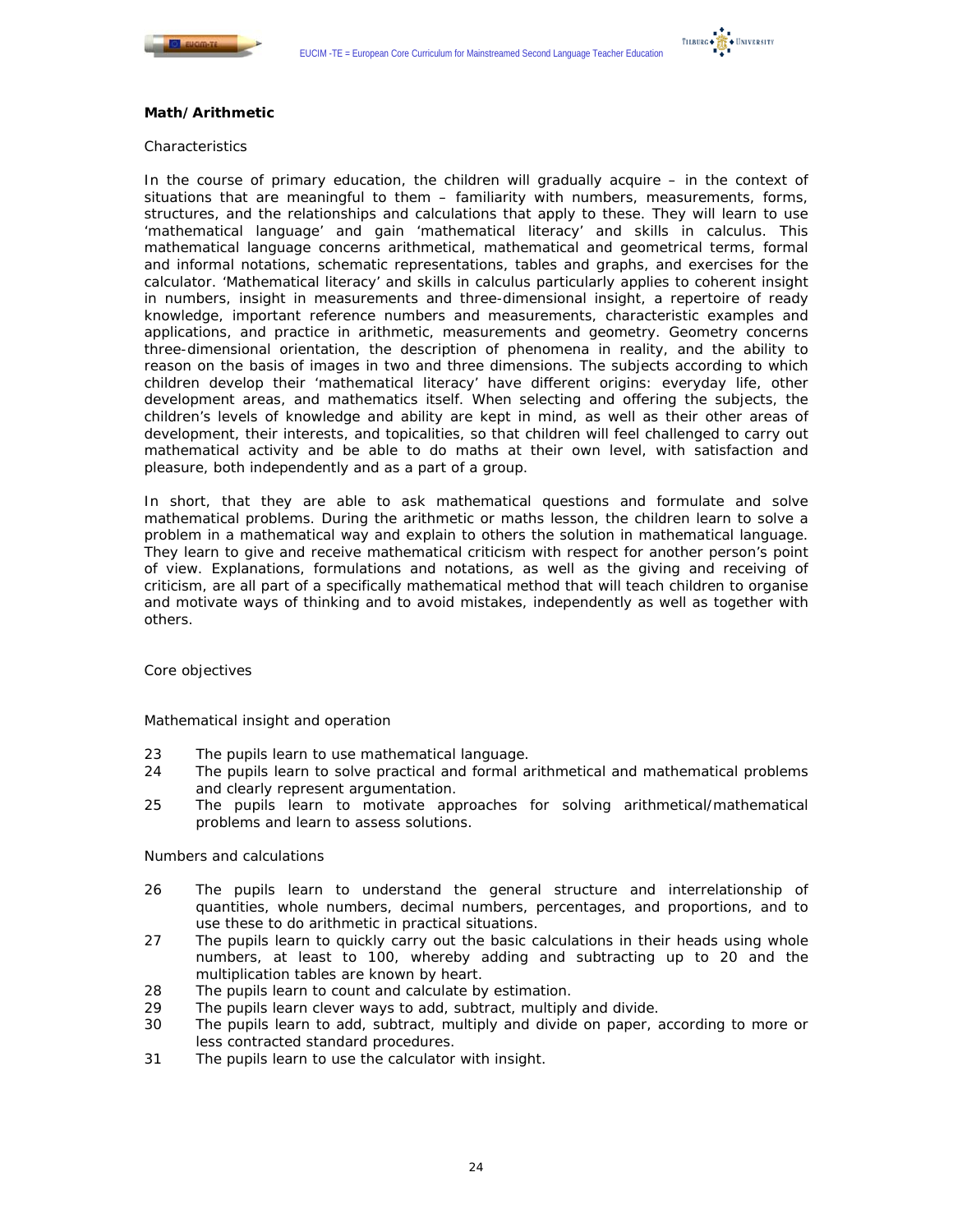**Math/Arithmetic**

Characteristics

In the course of primary education, the children will gradually acquire – in the context of situations that are meaningful to them – familiarity with numbers, measurements, forms, structures, and the relationships and calculations that apply to these. They will learn to use 'mathematical language' and gain 'mathematical literacy' and skills in calculus. This mathematical language concerns arithmetical, mathematical and geometrical terms, formal and informal notations, schematic representations, tables and graphs, and exercises for the calculator. 'Mathematical literacy' and skills in calculus particularly applies to coherent insight in numbers, insight in measurements and three-dimensional insight, a repertoire of ready knowledge, important reference numbers and measurements, characteristic examples and applications, and practice in arithmetic, measurements and geometry. Geometry concerns three-dimensional orientation, the description of phenomena in reality, and the ability to reason on the basis of images in two and three dimensions. The subjects according to which children develop their 'mathematical literacy' have different origins: everyday life, other development areas, and mathematics itself. When selecting and offering the subjects, the children's levels of knowledge and ability are kept in mind, as well as their other areas of development, their interests, and topicalities, so that children will feel challenged to carry out mathematical activity and be able to do maths at their own level, with satisfaction and pleasure, both independently and as a part of a group.

In short, that they are able to ask mathematical questions and formulate and solve mathematical problems. During the arithmetic or maths lesson, the children learn to solve a problem in a mathematical way and explain to others the solution in mathematical language. They learn to give and receive mathematical criticism with respect for another person's point of view. Explanations, formulations and notations, as well as the giving and receiving of criticism, are all part of a specifically mathematical method that will teach children to organise and motivate ways of thinking and to avoid mistakes, independently as well as together with others.

Core objectives

Mathematical insight and operation

23 The pupils learn to use mathematical language.
24 The pupils learn to solve practical and formal arithmetical and mathematical problems and clearly represent argumentation.
25 The pupils learn to motivate approaches for solving arithmetical/mathematical problems and learn to assess solutions.

Numbers and calculations

26 The pupils learn to understand the general structure and interrelationship of quantities, whole numbers, decimal numbers, percentages, and proportions, and to use these to do arithmetic in practical situations.
27 The pupils learn to quickly carry out the basic calculations in their heads using whole numbers, at least to 100, whereby adding and subtracting up to 20 and the multiplication tables are known by heart.
28 The pupils learn to count and calculate by estimation.
29 The pupils learn clever ways to add, subtract, multiply and divide.
30 The pupils learn to add, subtract, multiply and divide on paper, according to more or less contracted standard procedures.
31 The pupils learn to use the calculator with insight.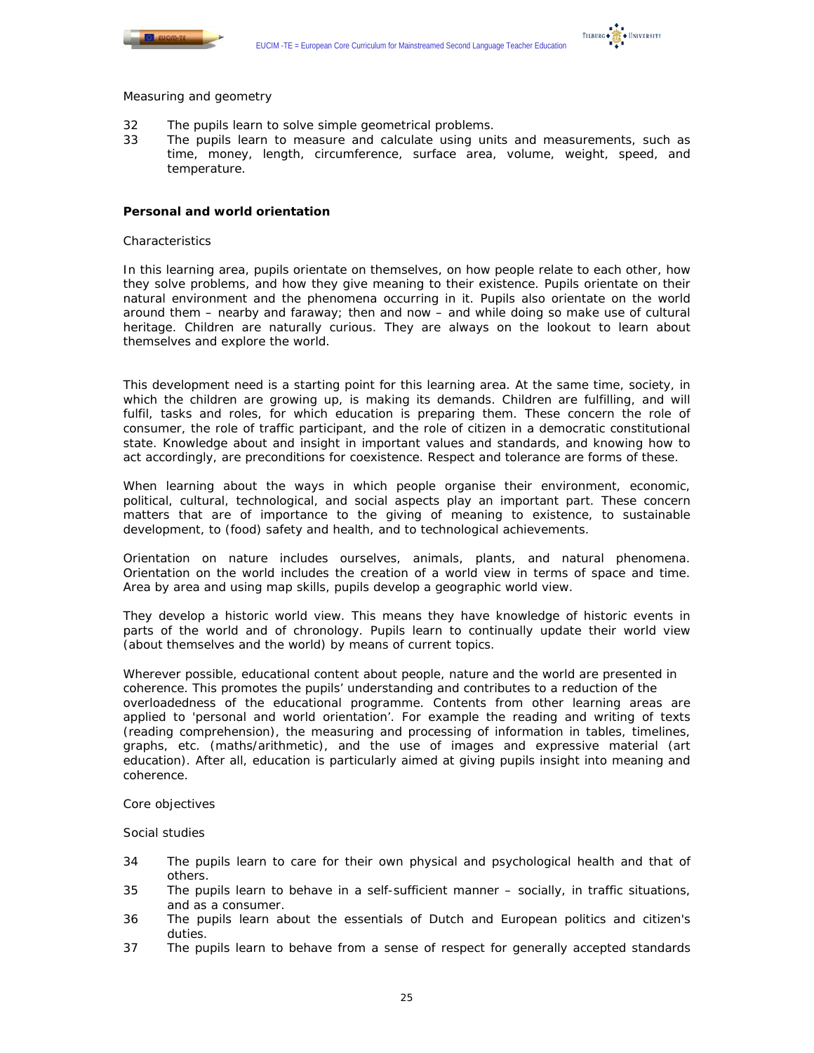Measuring and geometry

32 The pupils learn to solve simple geometrical problems.
33 The pupils learn to measure and calculate using units and measurements, such as time, money, length, circumference, surface area, volume, weight, speed, and temperature.

**Personal and world orientation**

Characteristics

In this learning area, pupils orientate on themselves, on how people relate to each other, how they solve problems, and how they give meaning to their existence. Pupils orientate on their natural environment and the phenomena occurring in it. Pupils also orientate on the world around them – nearby and faraway; then and now – and while doing so make use of cultural heritage. Children are naturally curious. They are always on the lookout to learn about themselves and explore the world.

This development need is a starting point for this learning area. At the same time, society, in which the children are growing up, is making its demands. Children are fulfilling, and will fulfil, tasks and roles, for which education is preparing them. These concern the role of consumer, the role of traffic participant, and the role of citizen in a democratic constitutional state. Knowledge about and insight in important values and standards, and knowing how to act accordingly, are preconditions for coexistence. Respect and tolerance are forms of these.

When learning about the ways in which people organise their environment, economic, political, cultural, technological, and social aspects play an important part. These concern matters that are of importance to the giving of meaning to existence, to sustainable development, to (food) safety and health, and to technological achievements.

Orientation on nature includes ourselves, animals, plants, and natural phenomena. Orientation on the world includes the creation of a world view in terms of space and time. Area by area and using map skills, pupils develop a geographic world view.

They develop a historic world view. This means they have knowledge of historic events in parts of the world and of chronology. Pupils learn to continually update their world view (about themselves and the world) by means of current topics.

Wherever possible, educational content about people, nature and the world are presented in coherence. This promotes the pupils' understanding and contributes to a reduction of the overloadedness of the educational programme. Contents from other learning areas are applied to 'personal and world orientation'. For example the reading and writing of texts (reading comprehension), the measuring and processing of information in tables, timelines, graphs, etc. (maths/arithmetic), and the use of images and expressive material (art education). After all, education is particularly aimed at giving pupils insight into meaning and coherence.

Core objectives

Social studies

34 The pupils learn to care for their own physical and psychological health and that of others.
35 The pupils learn to behave in a self-sufficient manner – socially, in traffic situations, and as a consumer.
36 The pupils learn about the essentials of Dutch and European politics and citizen's duties.
37 The pupils learn to behave from a sense of respect for generally accepted standards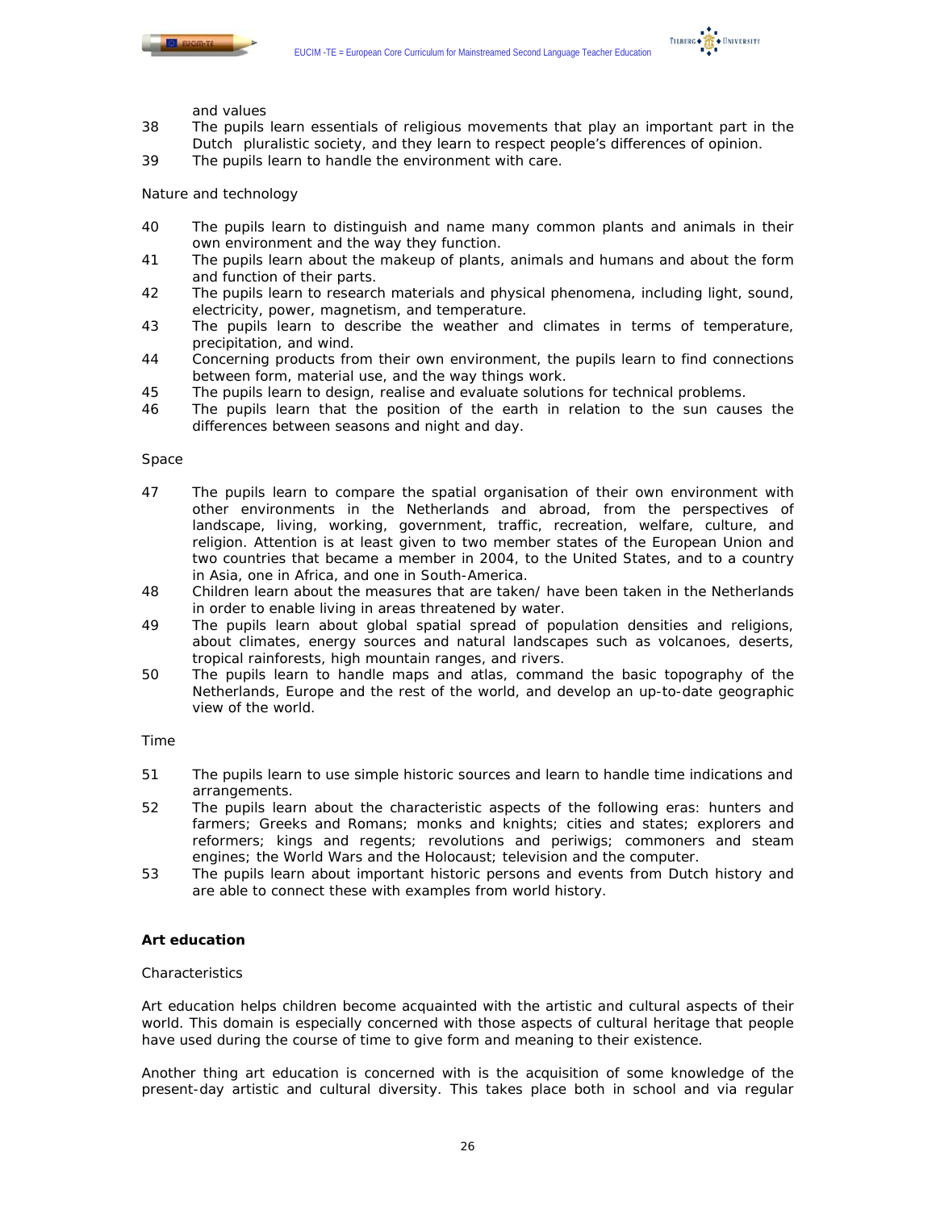and values

38 The pupils learn essentials of religious movements that play an important part in the Dutch pluralistic society, and they learn to respect people's differences of opinion.

39 The pupils learn to handle the environment with care.

Nature and technology

40 The pupils learn to distinguish and name many common plants and animals in their own environment and the way they function.

41 The pupils learn about the makeup of plants, animals and humans and about the form and function of their parts.

42 The pupils learn to research materials and physical phenomena, including light, sound, electricity, power, magnetism, and temperature.

43 The pupils learn to describe the weather and climates in terms of temperature, precipitation, and wind.

44 Concerning products from their own environment, the pupils learn to find connections between form, material use, and the way things work.

45 The pupils learn to design, realise and evaluate solutions for technical problems.

46 The pupils learn that the position of the earth in relation to the sun causes the differences between seasons and night and day.

Space

47 The pupils learn to compare the spatial organisation of their own environment with other environments in the Netherlands and abroad, from the perspectives of landscape, living, working, government, traffic, recreation, welfare, culture, and religion. Attention is at least given to two member states of the European Union and two countries that became a member in 2004, to the United States, and to a country in Asia, one in Africa, and one in South-America.

48 Children learn about the measures that are taken/ have been taken in the Netherlands in order to enable living in areas threatened by water.

49 The pupils learn about global spatial spread of population densities and religions, about climates, energy sources and natural landscapes such as volcanoes, deserts, tropical rainforests, high mountain ranges, and rivers.

50 The pupils learn to handle maps and atlas, command the basic topography of the Netherlands, Europe and the rest of the world, and develop an up-to-date geographic view of the world.

Time

51 The pupils learn to use simple historic sources and learn to handle time indications and arrangements.

52 The pupils learn about the characteristic aspects of the following eras: hunters and farmers; Greeks and Romans; monks and knights; cities and states; explorers and reformers; kings and regents; revolutions and periwigs; commoners and steam engines; the World Wars and the Holocaust; television and the computer.

53 The pupils learn about important historic persons and events from Dutch history and are able to connect these with examples from world history.

**Art education**

Characteristics

Art education helps children become acquainted with the artistic and cultural aspects of their world. This domain is especially concerned with those aspects of cultural heritage that people have used during the course of time to give form and meaning to their existence.

Another thing art education is concerned with is the acquisition of some knowledge of the present-day artistic and cultural diversity. This takes place both in school and via regular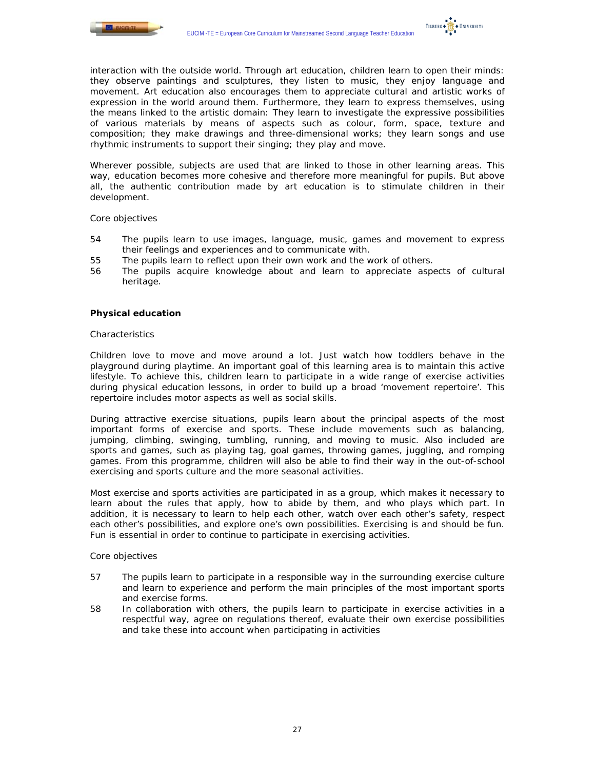interaction with the outside world. Through art education, children learn to open their minds: they observe paintings and sculptures, they listen to music, they enjoy language and movement. Art education also encourages them to appreciate cultural and artistic works of expression in the world around them. Furthermore, they learn to express themselves, using the means linked to the artistic domain: They learn to investigate the expressive possibilities of various materials by means of aspects such as colour, form, space, texture and composition; they make drawings and three-dimensional works; they learn songs and use rhythmic instruments to support their singing; they play and move.

Wherever possible, subjects are used that are linked to those in other learning areas. This way, education becomes more cohesive and therefore more meaningful for pupils. But above all, the authentic contribution made by art education is to stimulate children in their development.

Core objectives

54 The pupils learn to use images, language, music, games and movement to express their feelings and experiences and to communicate with.
55 The pupils learn to reflect upon their own work and the work of others.
56 The pupils acquire knowledge about and learn to appreciate aspects of cultural heritage.

**Physical education**

Characteristics

Children love to move and move around a lot. Just watch how toddlers behave in the playground during playtime. An important goal of this learning area is to maintain this active lifestyle. To achieve this, children learn to participate in a wide range of exercise activities during physical education lessons, in order to build up a broad 'movement repertoire'. This repertoire includes motor aspects as well as social skills.

During attractive exercise situations, pupils learn about the principal aspects of the most important forms of exercise and sports. These include movements such as balancing, jumping, climbing, swinging, tumbling, running, and moving to music. Also included are sports and games, such as playing tag, goal games, throwing games, juggling, and romping games. From this programme, children will also be able to find their way in the out-of-school exercising and sports culture and the more seasonal activities.

Most exercise and sports activities are participated in as a group, which makes it necessary to learn about the rules that apply, how to abide by them, and who plays which part. In addition, it is necessary to learn to help each other, watch over each other's safety, respect each other's possibilities, and explore one's own possibilities. Exercising is and should be fun. Fun is essential in order to continue to participate in exercising activities.

Core objectives

57 The pupils learn to participate in a responsible way in the surrounding exercise culture and learn to experience and perform the main principles of the most important sports and exercise forms.
58 In collaboration with others, the pupils learn to participate in exercise activities in a respectful way, agree on regulations thereof, evaluate their own exercise possibilities and take these into account when participating in activities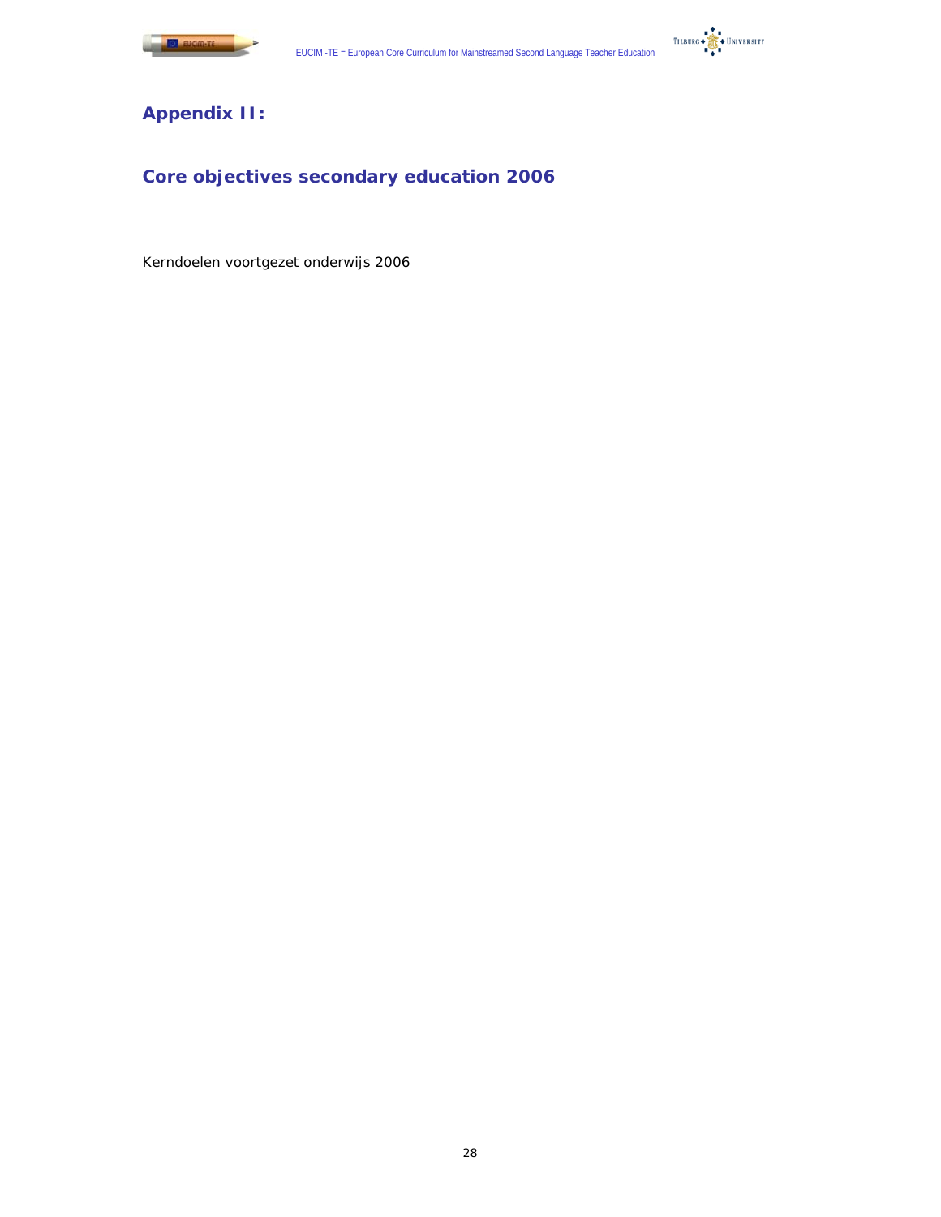## Appendix II:

## Core objectives secondary education 2006

Kerndoelen voortgezet onderwijs 2006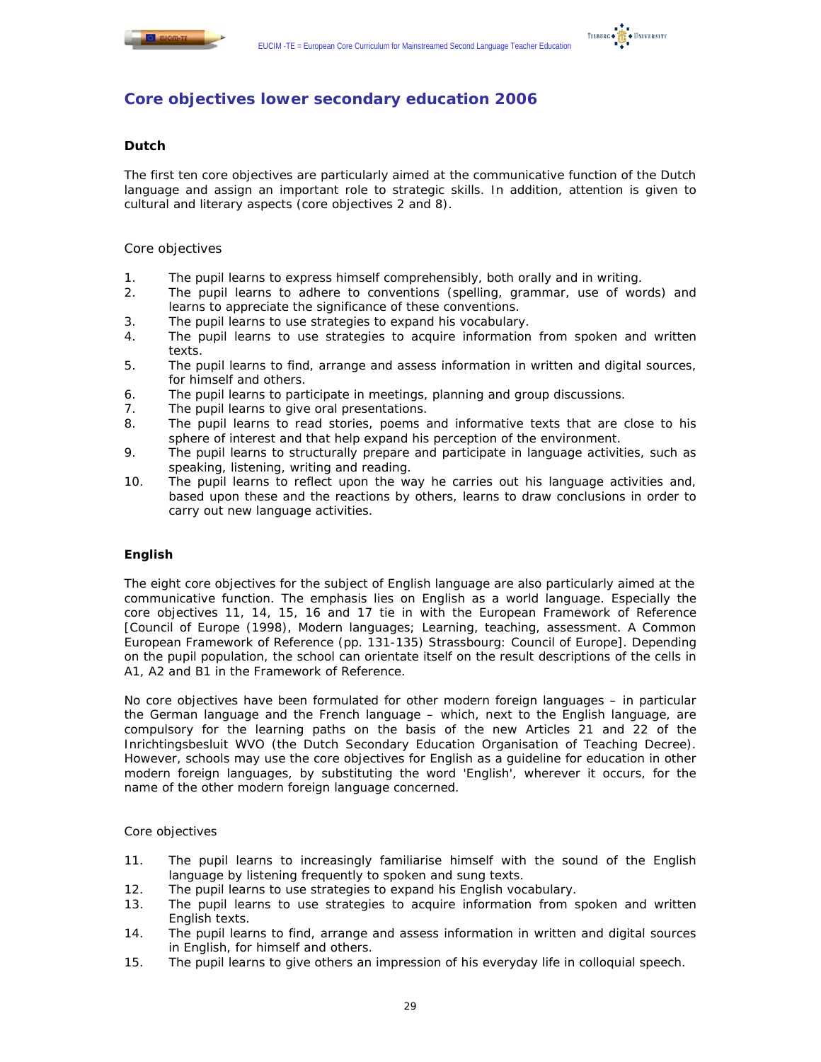## Core objectives lower secondary education 2006

### Dutch

The first ten core objectives are particularly aimed at the communicative function of the Dutch language and assign an important role to strategic skills. In addition, attention is given to cultural and literary aspects (core objectives 2 and 8).

Core objectives

1. The pupil learns to express himself comprehensibly, both orally and in writing.
2. The pupil learns to adhere to conventions (spelling, grammar, use of words) and learns to appreciate the significance of these conventions.
3. The pupil learns to use strategies to expand his vocabulary.
4. The pupil learns to use strategies to acquire information from spoken and written texts.
5. The pupil learns to find, arrange and assess information in written and digital sources, for himself and others.
6. The pupil learns to participate in meetings, planning and group discussions.
7. The pupil learns to give oral presentations.
8. The pupil learns to read stories, poems and informative texts that are close to his sphere of interest and that help expand his perception of the environment.
9. The pupil learns to structurally prepare and participate in language activities, such as speaking, listening, writing and reading.
10. The pupil learns to reflect upon the way he carries out his language activities and, based upon these and the reactions by others, learns to draw conclusions in order to carry out new language activities.

### English

The eight core objectives for the subject of English language are also particularly aimed at the communicative function. The emphasis lies on English as a world language. Especially the core objectives 11, 14, 15, 16 and 17 tie in with the European Framework of Reference [Council of Europe (1998), Modern languages; Learning, teaching, assessment. A Common European Framework of Reference (pp. 131-135) Strassbourg: Council of Europe]. Depending on the pupil population, the school can orientate itself on the result descriptions of the cells in A1, A2 and B1 in the Framework of Reference.

No core objectives have been formulated for other modern foreign languages – in particular the German language and the French language – which, next to the English language, are compulsory for the learning paths on the basis of the new Articles 21 and 22 of the Inrichtingsbesluit WVO (the Dutch Secondary Education Organisation of Teaching Decree). However, schools may use the core objectives for English as a guideline for education in other modern foreign languages, by substituting the word 'English', wherever it occurs, for the name of the other modern foreign language concerned.

Core objectives

11. The pupil learns to increasingly familiarise himself with the sound of the English language by listening frequently to spoken and sung texts.
12. The pupil learns to use strategies to expand his English vocabulary.
13. The pupil learns to use strategies to acquire information from spoken and written English texts.
14. The pupil learns to find, arrange and assess information in written and digital sources in English, for himself and others.
15. The pupil learns to give others an impression of his everyday life in colloquial speech.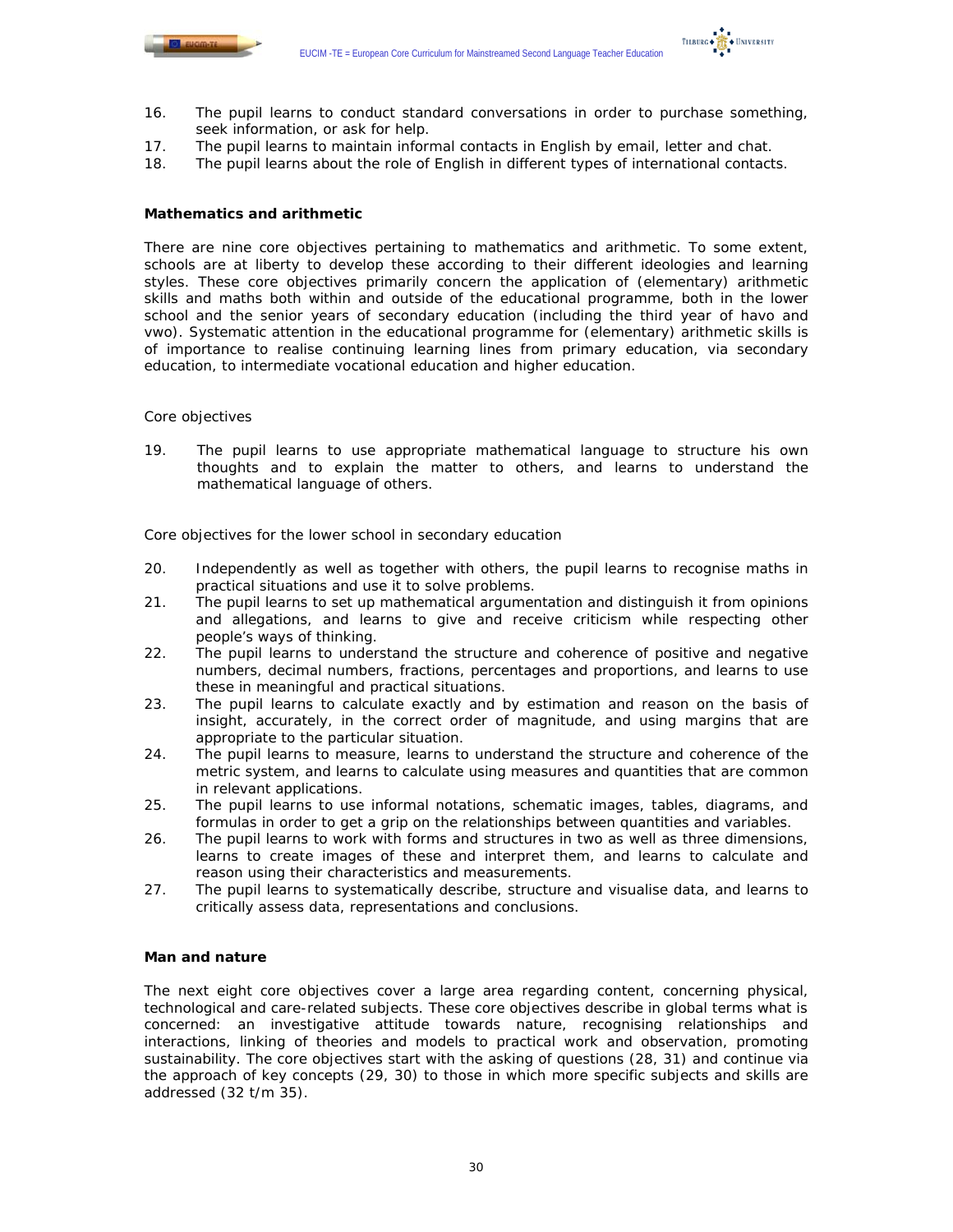16. The pupil learns to conduct standard conversations in order to purchase something, seek information, or ask for help.
17. The pupil learns to maintain informal contacts in English by email, letter and chat.
18. The pupil learns about the role of English in different types of international contacts.

**Mathematics and arithmetic**

There are nine core objectives pertaining to mathematics and arithmetic. To some extent, schools are at liberty to develop these according to their different ideologies and learning styles. These core objectives primarily concern the application of (elementary) arithmetic skills and maths both within and outside of the educational programme, both in the lower school and the senior years of secondary education (including the third year of havo and vwo). Systematic attention in the educational programme for (elementary) arithmetic skills is of importance to realise continuing learning lines from primary education, via secondary education, to intermediate vocational education and higher education.

Core objectives

19. The pupil learns to use appropriate mathematical language to structure his own thoughts and to explain the matter to others, and learns to understand the mathematical language of others.

Core objectives for the lower school in secondary education

20. Independently as well as together with others, the pupil learns to recognise maths in practical situations and use it to solve problems.
21. The pupil learns to set up mathematical argumentation and distinguish it from opinions and allegations, and learns to give and receive criticism while respecting other people's ways of thinking.
22. The pupil learns to understand the structure and coherence of positive and negative numbers, decimal numbers, fractions, percentages and proportions, and learns to use these in meaningful and practical situations.
23. The pupil learns to calculate exactly and by estimation and reason on the basis of insight, accurately, in the correct order of magnitude, and using margins that are appropriate to the particular situation.
24. The pupil learns to measure, learns to understand the structure and coherence of the metric system, and learns to calculate using measures and quantities that are common in relevant applications.
25. The pupil learns to use informal notations, schematic images, tables, diagrams, and formulas in order to get a grip on the relationships between quantities and variables.
26. The pupil learns to work with forms and structures in two as well as three dimensions, learns to create images of these and interpret them, and learns to calculate and reason using their characteristics and measurements.
27. The pupil learns to systematically describe, structure and visualise data, and learns to critically assess data, representations and conclusions.

**Man and nature**

The next eight core objectives cover a large area regarding content, concerning physical, technological and care-related subjects. These core objectives describe in global terms what is concerned: an investigative attitude towards nature, recognising relationships and interactions, linking of theories and models to practical work and observation, promoting sustainability. The core objectives start with the asking of questions (28, 31) and continue via the approach of key concepts (29, 30) to those in which more specific subjects and skills are addressed (32 t/m 35).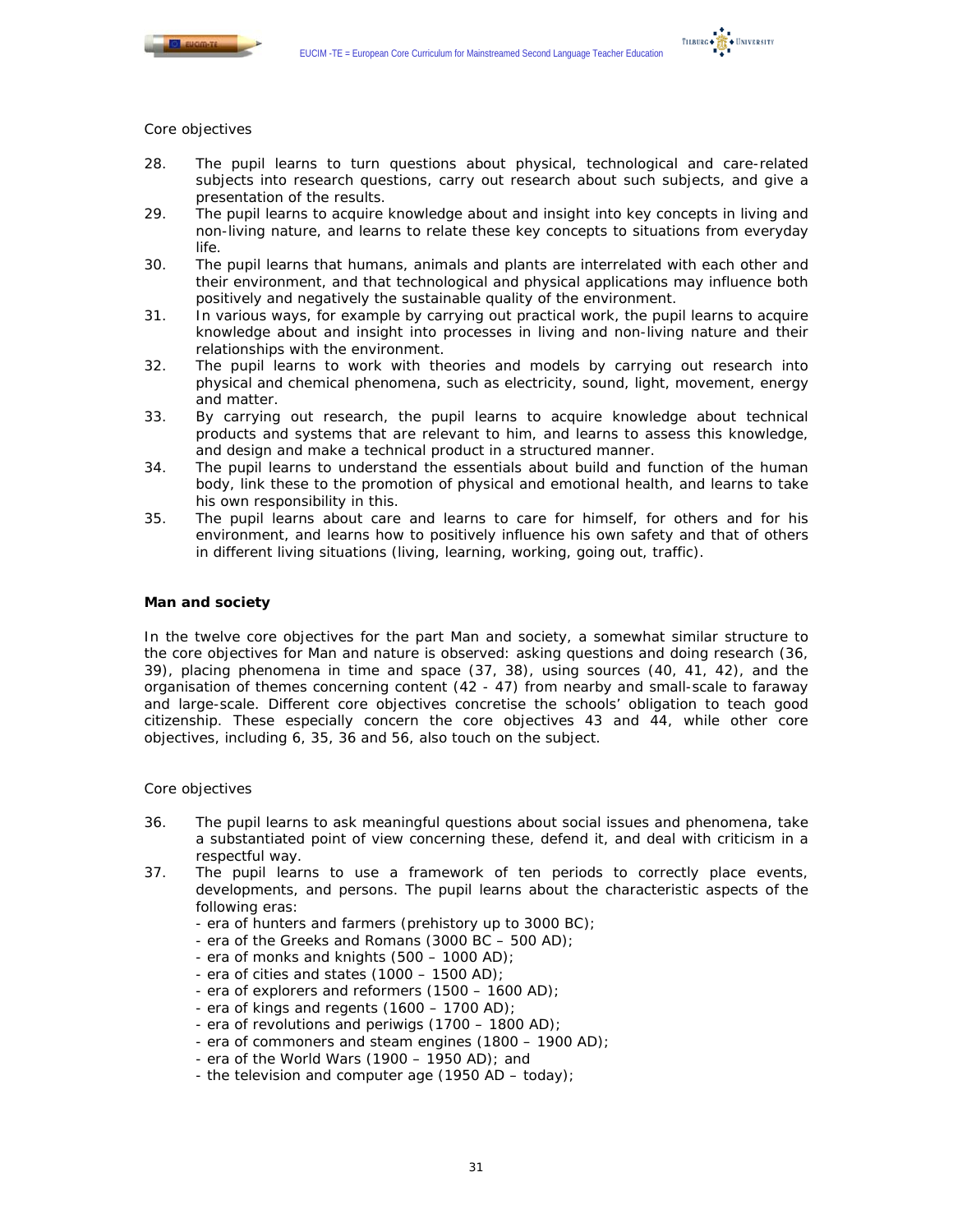Core objectives

28. The pupil learns to turn questions about physical, technological and care-related subjects into research questions, carry out research about such subjects, and give a presentation of the results.
29. The pupil learns to acquire knowledge about and insight into key concepts in living and non-living nature, and learns to relate these key concepts to situations from everyday life.
30. The pupil learns that humans, animals and plants are interrelated with each other and their environment, and that technological and physical applications may influence both positively and negatively the sustainable quality of the environment.
31. In various ways, for example by carrying out practical work, the pupil learns to acquire knowledge about and insight into processes in living and non-living nature and their relationships with the environment.
32. The pupil learns to work with theories and models by carrying out research into physical and chemical phenomena, such as electricity, sound, light, movement, energy and matter.
33. By carrying out research, the pupil learns to acquire knowledge about technical products and systems that are relevant to him, and learns to assess this knowledge, and design and make a technical product in a structured manner.
34. The pupil learns to understand the essentials about build and function of the human body, link these to the promotion of physical and emotional health, and learns to take his own responsibility in this.
35. The pupil learns about care and learns to care for himself, for others and for his environment, and learns how to positively influence his own safety and that of others in different living situations (living, learning, working, going out, traffic).

**Man and society**

In the twelve core objectives for the part Man and society, a somewhat similar structure to the core objectives for Man and nature is observed: asking questions and doing research (36, 39), placing phenomena in time and space (37, 38), using sources (40, 41, 42), and the organisation of themes concerning content (42 - 47) from nearby and small-scale to faraway and large-scale. Different core objectives concretise the schools' obligation to teach good citizenship. These especially concern the core objectives 43 and 44, while other core objectives, including 6, 35, 36 and 56, also touch on the subject.

Core objectives

36. The pupil learns to ask meaningful questions about social issues and phenomena, take a substantiated point of view concerning these, defend it, and deal with criticism in a respectful way.
37. The pupil learns to use a framework of ten periods to correctly place events, developments, and persons. The pupil learns about the characteristic aspects of the following eras:
    - era of hunters and farmers (prehistory up to 3000 BC);
    - era of the Greeks and Romans (3000 BC – 500 AD);
    - era of monks and knights (500 – 1000 AD);
    - era of cities and states (1000 – 1500 AD);
    - era of explorers and reformers (1500 – 1600 AD);
    - era of kings and regents (1600 – 1700 AD);
    - era of revolutions and periwigs (1700 – 1800 AD);
    - era of commoners and steam engines (1800 – 1900 AD);
    - era of the World Wars (1900 – 1950 AD); and
    - the television and computer age (1950 AD – today);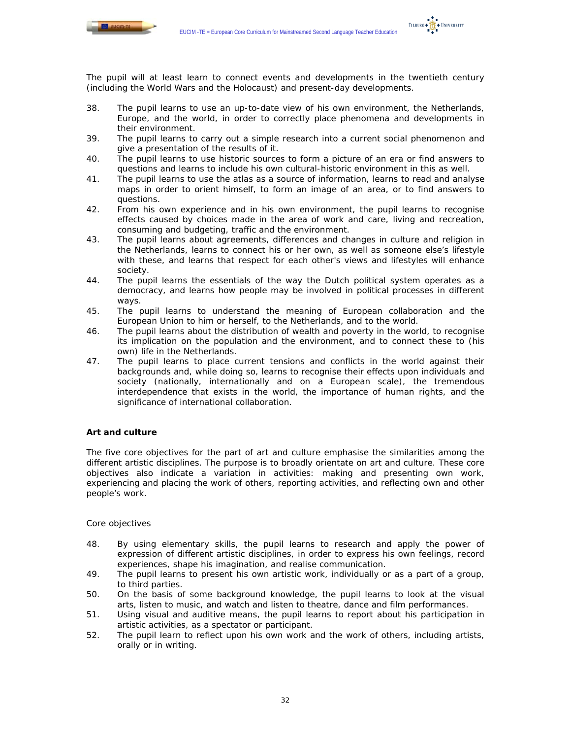The pupil will at least learn to connect events and developments in the twentieth century (including the World Wars and the Holocaust) and present-day developments.

38. The pupil learns to use an up-to-date view of his own environment, the Netherlands, Europe, and the world, in order to correctly place phenomena and developments in their environment.
39. The pupil learns to carry out a simple research into a current social phenomenon and give a presentation of the results of it.
40. The pupil learns to use historic sources to form a picture of an era or find answers to questions and learns to include his own cultural-historic environment in this as well.
41. The pupil learns to use the atlas as a source of information, learns to read and analyse maps in order to orient himself, to form an image of an area, or to find answers to questions.
42. From his own experience and in his own environment, the pupil learns to recognise effects caused by choices made in the area of work and care, living and recreation, consuming and budgeting, traffic and the environment.
43. The pupil learns about agreements, differences and changes in culture and religion in the Netherlands, learns to connect his or her own, as well as someone else's lifestyle with these, and learns that respect for each other's views and lifestyles will enhance society.
44. The pupil learns the essentials of the way the Dutch political system operates as a democracy, and learns how people may be involved in political processes in different ways.
45. The pupil learns to understand the meaning of European collaboration and the European Union to him or herself, to the Netherlands, and to the world.
46. The pupil learns about the distribution of wealth and poverty in the world, to recognise its implication on the population and the environment, and to connect these to (his own) life in the Netherlands.
47. The pupil learns to place current tensions and conflicts in the world against their backgrounds and, while doing so, learns to recognise their effects upon individuals and society (nationally, internationally and on a European scale), the tremendous interdependence that exists in the world, the importance of human rights, and the significance of international collaboration.

**Art and culture**

The five core objectives for the part of art and culture emphasise the similarities among the different artistic disciplines. The purpose is to broadly orientate on art and culture. These core objectives also indicate a variation in activities: making and presenting own work, experiencing and placing the work of others, reporting activities, and reflecting own and other people's work.

Core objectives

48. By using elementary skills, the pupil learns to research and apply the power of expression of different artistic disciplines, in order to express his own feelings, record experiences, shape his imagination, and realise communication.
49. The pupil learns to present his own artistic work, individually or as a part of a group, to third parties.
50. On the basis of some background knowledge, the pupil learns to look at the visual arts, listen to music, and watch and listen to theatre, dance and film performances.
51. Using visual and auditive means, the pupil learns to report about his participation in artistic activities, as a spectator or participant.
52. The pupil learn to reflect upon his own work and the work of others, including artists, orally or in writing.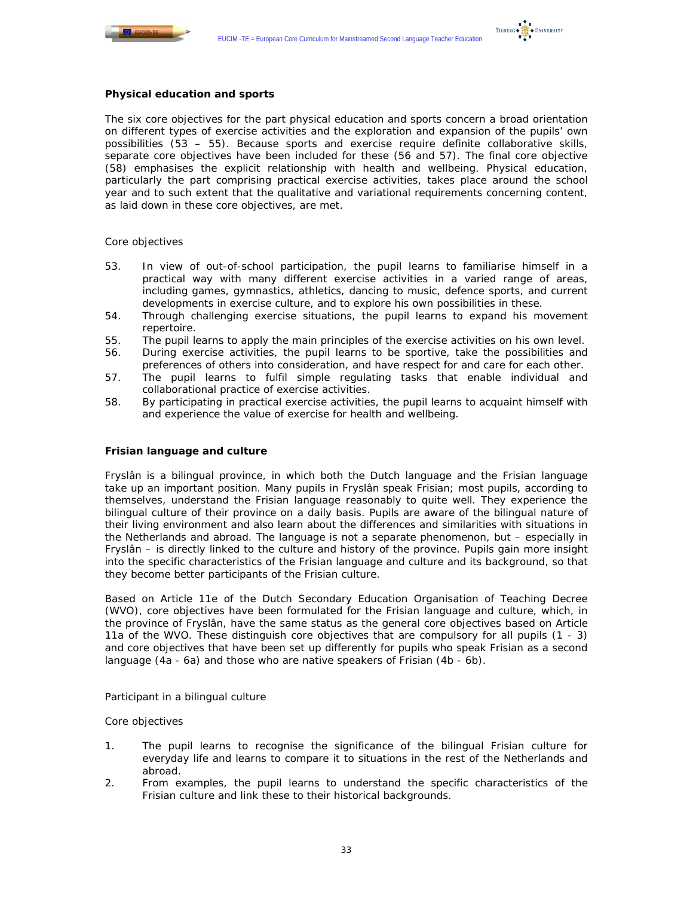### Physical education and sports

The six core objectives for the part physical education and sports concern a broad orientation on different types of exercise activities and the exploration and expansion of the pupils' own possibilities (53 – 55). Because sports and exercise require definite collaborative skills, separate core objectives have been included for these (56 and 57). The final core objective (58) emphasises the explicit relationship with health and wellbeing. Physical education, particularly the part comprising practical exercise activities, takes place around the school year and to such extent that the qualitative and variational requirements concerning content, as laid down in these core objectives, are met.

Core objectives

53. In view of out-of-school participation, the pupil learns to familiarise himself in a practical way with many different exercise activities in a varied range of areas, including games, gymnastics, athletics, dancing to music, defence sports, and current developments in exercise culture, and to explore his own possibilities in these.
54. Through challenging exercise situations, the pupil learns to expand his movement repertoire.
55. The pupil learns to apply the main principles of the exercise activities on his own level.
56. During exercise activities, the pupil learns to be sportive, take the possibilities and preferences of others into consideration, and have respect for and care for each other.
57. The pupil learns to fulfil simple regulating tasks that enable individual and collaborational practice of exercise activities.
58. By participating in practical exercise activities, the pupil learns to acquaint himself with and experience the value of exercise for health and wellbeing.

### Frisian language and culture

Fryslân is a bilingual province, in which both the Dutch language and the Frisian language take up an important position. Many pupils in Fryslân speak Frisian; most pupils, according to themselves, understand the Frisian language reasonably to quite well. They experience the bilingual culture of their province on a daily basis. Pupils are aware of the bilingual nature of their living environment and also learn about the differences and similarities with situations in the Netherlands and abroad. The language is not a separate phenomenon, but – especially in Fryslân – is directly linked to the culture and history of the province. Pupils gain more insight into the specific characteristics of the Frisian language and culture and its background, so that they become better participants of the Frisian culture.

Based on Article 11e of the Dutch Secondary Education Organisation of Teaching Decree (WVO), core objectives have been formulated for the Frisian language and culture, which, in the province of Fryslân, have the same status as the general core objectives based on Article 11a of the WVO. These distinguish core objectives that are compulsory for all pupils (1 - 3) and core objectives that have been set up differently for pupils who speak Frisian as a second language (4a - 6a) and those who are native speakers of Frisian (4b - 6b).

Participant in a bilingual culture

Core objectives

1. The pupil learns to recognise the significance of the bilingual Frisian culture for everyday life and learns to compare it to situations in the rest of the Netherlands and abroad.
2. From examples, the pupil learns to understand the specific characteristics of the Frisian culture and link these to their historical backgrounds.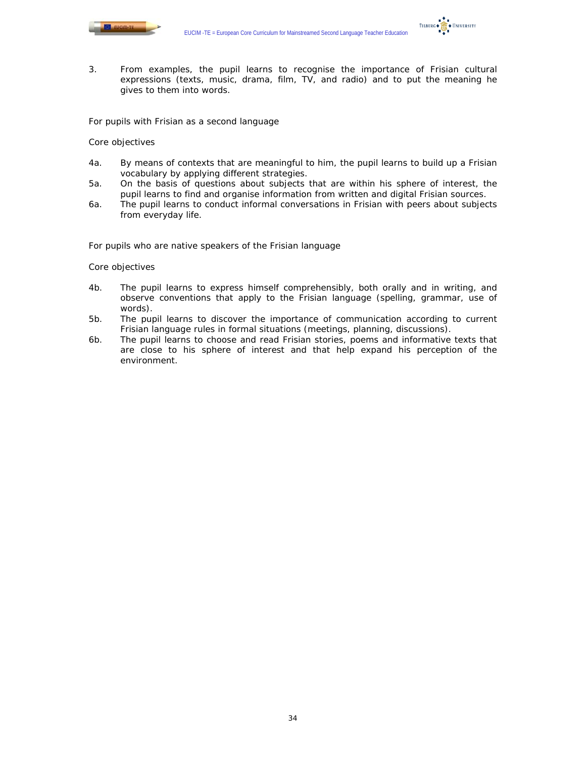3. From examples, the pupil learns to recognise the importance of Frisian cultural expressions (texts, music, drama, film, TV, and radio) and to put the meaning he gives to them into words.

For pupils with Frisian as a second language

Core objectives

4a. By means of contexts that are meaningful to him, the pupil learns to build up a Frisian vocabulary by applying different strategies.

5a. On the basis of questions about subjects that are within his sphere of interest, the pupil learns to find and organise information from written and digital Frisian sources.

6a. The pupil learns to conduct informal conversations in Frisian with peers about subjects from everyday life.

For pupils who are native speakers of the Frisian language

Core objectives

4b. The pupil learns to express himself comprehensibly, both orally and in writing, and observe conventions that apply to the Frisian language (spelling, grammar, use of words).

5b. The pupil learns to discover the importance of communication according to current Frisian language rules in formal situations (meetings, planning, discussions).

6b. The pupil learns to choose and read Frisian stories, poems and informative texts that are close to his sphere of interest and that help expand his perception of the environment.